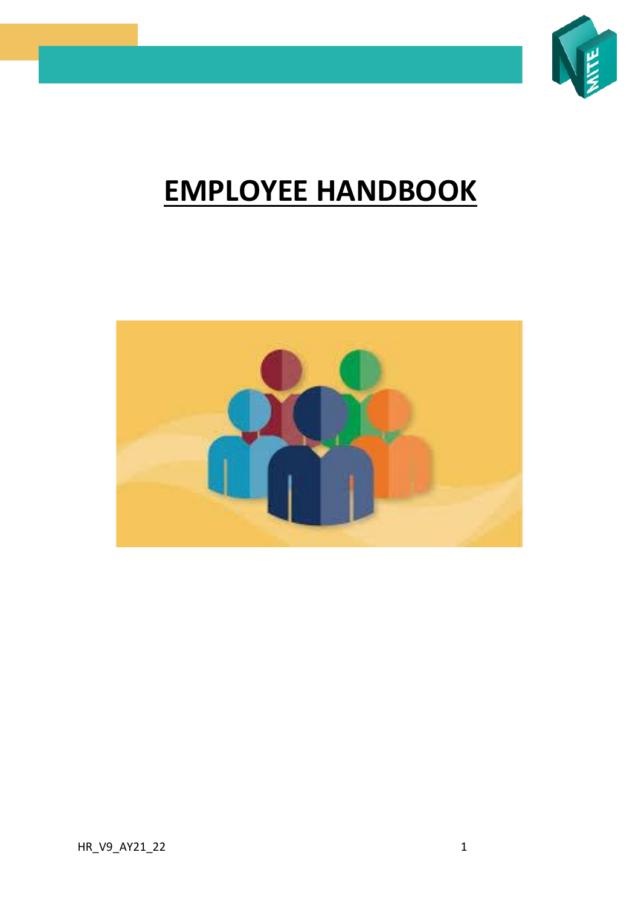# EMPLOYEE HANDBOOK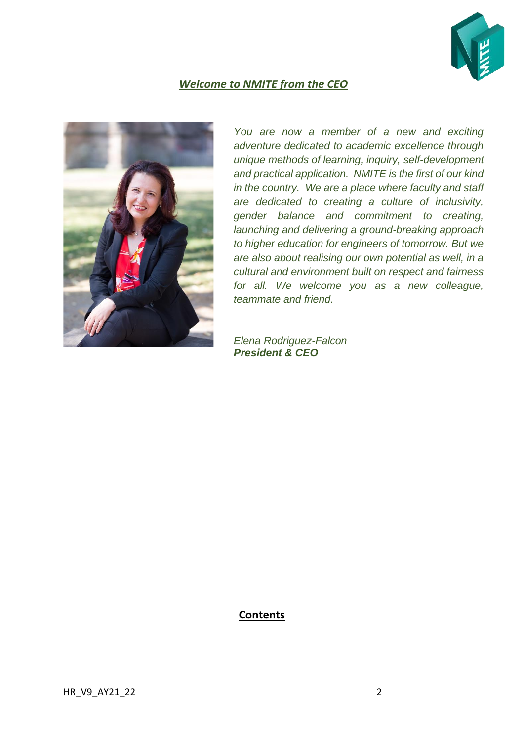## *Welcome to NMITE from the CEO*

*You are now a member of a new and exciting adventure dedicated to academic excellence through unique methods of learning, inquiry, self-development and practical application. NMITE is the first of our kind in the country. We are a place where faculty and staff are dedicated to creating a culture of inclusivity, gender balance and commitment to creating, launching and delivering a ground-breaking approach to higher education for engineers of tomorrow. But we are also about realising our own potential as well, in a cultural and environment built on respect and fairness for all. We welcome you as a new colleague, teammate and friend.*

*Elena Rodriguez-Falcon*
***President & CEO***

## **Contents**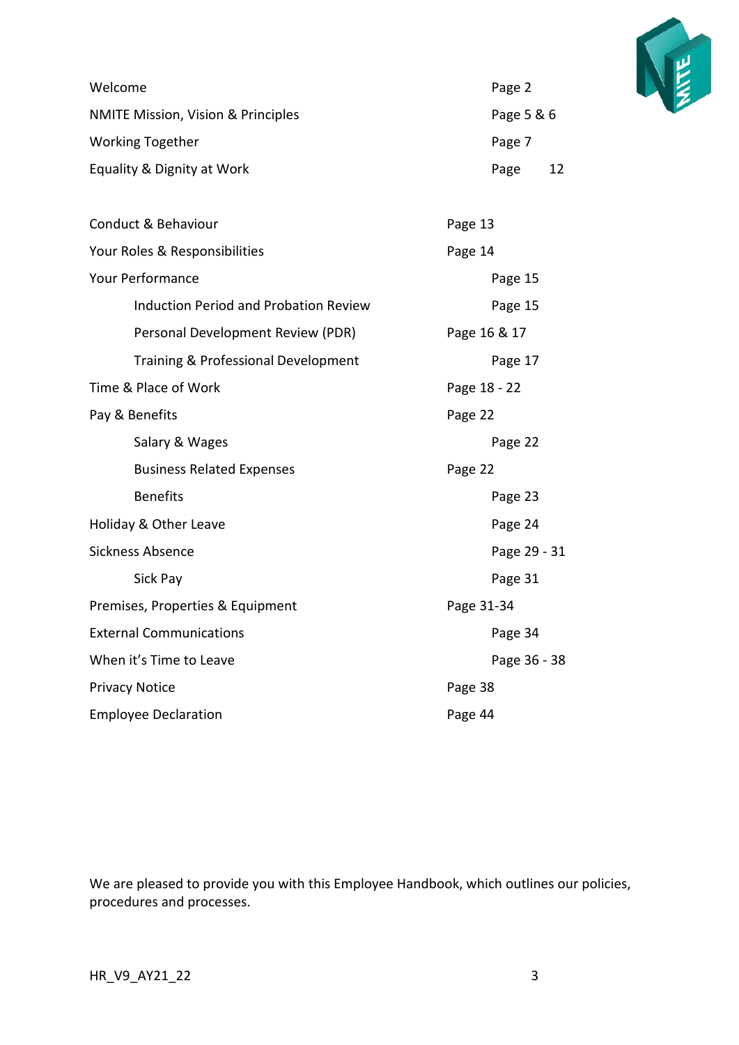| | |
|---|---|
| Welcome | Page 2 |
| NMITE Mission, Vision & Principles | Page 5 & 6 |
| Working Together | Page 7 |
| Equality & Dignity at Work | Page 12 |
| Conduct & Behaviour | Page 13 |
| Your Roles & Responsibilities | Page 14 |
| Your Performance | Page 15 |
| Induction Period and Probation Review | Page 15 |
| Personal Development Review (PDR) | Page 16 & 17 |
| Training & Professional Development | Page 17 |
| Time & Place of Work | Page 18 - 22 |
| Pay & Benefits | Page 22 |
| Salary & Wages | Page 22 |
| Business Related Expenses | Page 22 |
| Benefits | Page 23 |
| Holiday & Other Leave | Page 24 |
| Sickness Absence | Page 29 - 31 |
| Sick Pay | Page 31 |
| Premises, Properties & Equipment | Page 31-34 |
| External Communications | Page 34 |
| When it's Time to Leave | Page 36 - 38 |
| Privacy Notice | Page 38 |
| Employee Declaration | Page 44 |

We are pleased to provide you with this Employee Handbook, which outlines our policies, procedures and processes.

HR_V9_AY21_22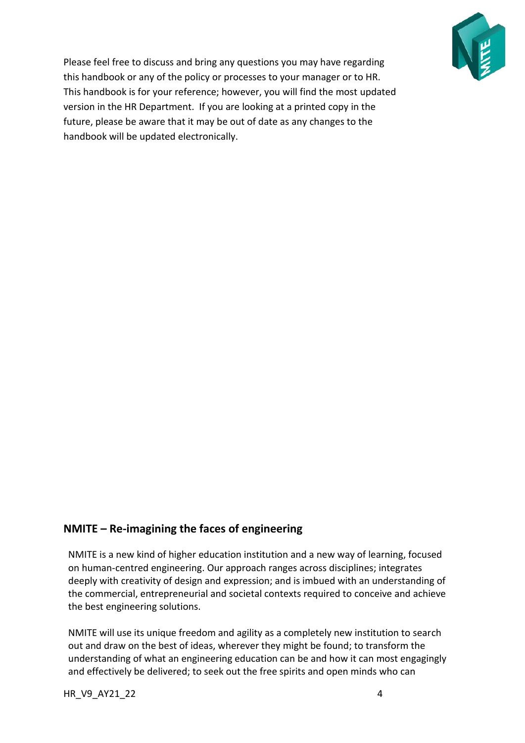Please feel free to discuss and bring any questions you may have regarding this handbook or any of the policy or processes to your manager or to HR. This handbook is for your reference; however, you will find the most updated version in the HR Department. If you are looking at a printed copy in the future, please be aware that it may be out of date as any changes to the handbook will be updated electronically.

## NMITE – Re-imagining the faces of engineering

NMITE is a new kind of higher education institution and a new way of learning, focused on human-centred engineering. Our approach ranges across disciplines; integrates deeply with creativity of design and expression; and is imbued with an understanding of the commercial, entrepreneurial and societal contexts required to conceive and achieve the best engineering solutions.

NMITE will use its unique freedom and agility as a completely new institution to search out and draw on the best of ideas, wherever they might be found; to transform the understanding of what an engineering education can be and how it can most engagingly and effectively be delivered; to seek out the free spirits and open minds who can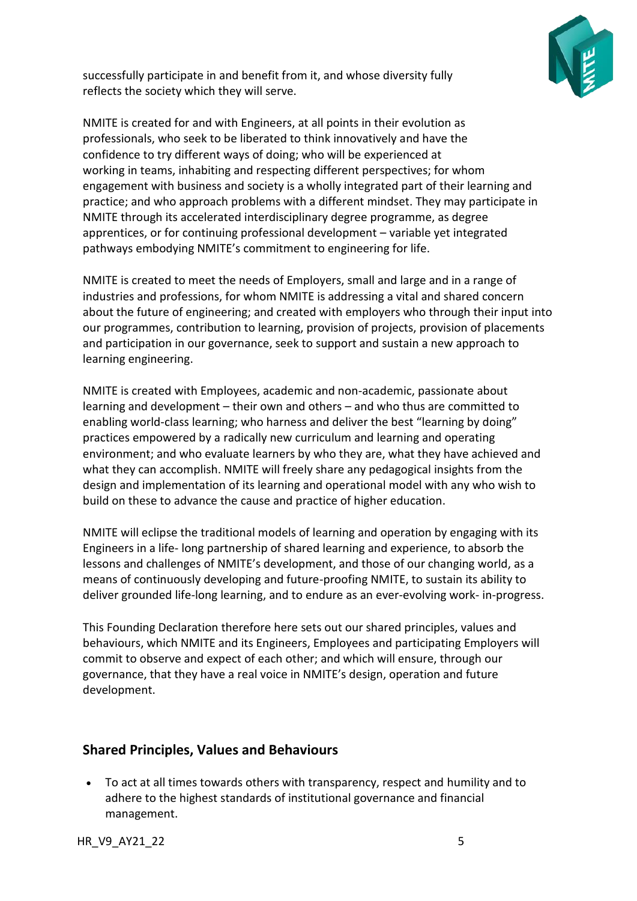successfully participate in and benefit from it, and whose diversity fully reflects the society which they will serve.

NMITE is created for and with Engineers, at all points in their evolution as professionals, who seek to be liberated to think innovatively and have the confidence to try different ways of doing; who will be experienced at working in teams, inhabiting and respecting different perspectives; for whom engagement with business and society is a wholly integrated part of their learning and practice; and who approach problems with a different mindset. They may participate in NMITE through its accelerated interdisciplinary degree programme, as degree apprentices, or for continuing professional development – variable yet integrated pathways embodying NMITE's commitment to engineering for life.

NMITE is created to meet the needs of Employers, small and large and in a range of industries and professions, for whom NMITE is addressing a vital and shared concern about the future of engineering; and created with employers who through their input into our programmes, contribution to learning, provision of projects, provision of placements and participation in our governance, seek to support and sustain a new approach to learning engineering.

NMITE is created with Employees, academic and non-academic, passionate about learning and development – their own and others – and who thus are committed to enabling world-class learning; who harness and deliver the best "learning by doing" practices empowered by a radically new curriculum and learning and operating environment; and who evaluate learners by who they are, what they have achieved and what they can accomplish. NMITE will freely share any pedagogical insights from the design and implementation of its learning and operational model with any who wish to build on these to advance the cause and practice of higher education.

NMITE will eclipse the traditional models of learning and operation by engaging with its Engineers in a life- long partnership of shared learning and experience, to absorb the lessons and challenges of NMITE's development, and those of our changing world, as a means of continuously developing and future-proofing NMITE, to sustain its ability to deliver grounded life-long learning, and to endure as an ever-evolving work- in-progress.

This Founding Declaration therefore here sets out our shared principles, values and behaviours, which NMITE and its Engineers, Employees and participating Employers will commit to observe and expect of each other; and which will ensure, through our governance, that they have a real voice in NMITE's design, operation and future development.

## Shared Principles, Values and Behaviours

- To act at all times towards others with transparency, respect and humility and to adhere to the highest standards of institutional governance and financial management.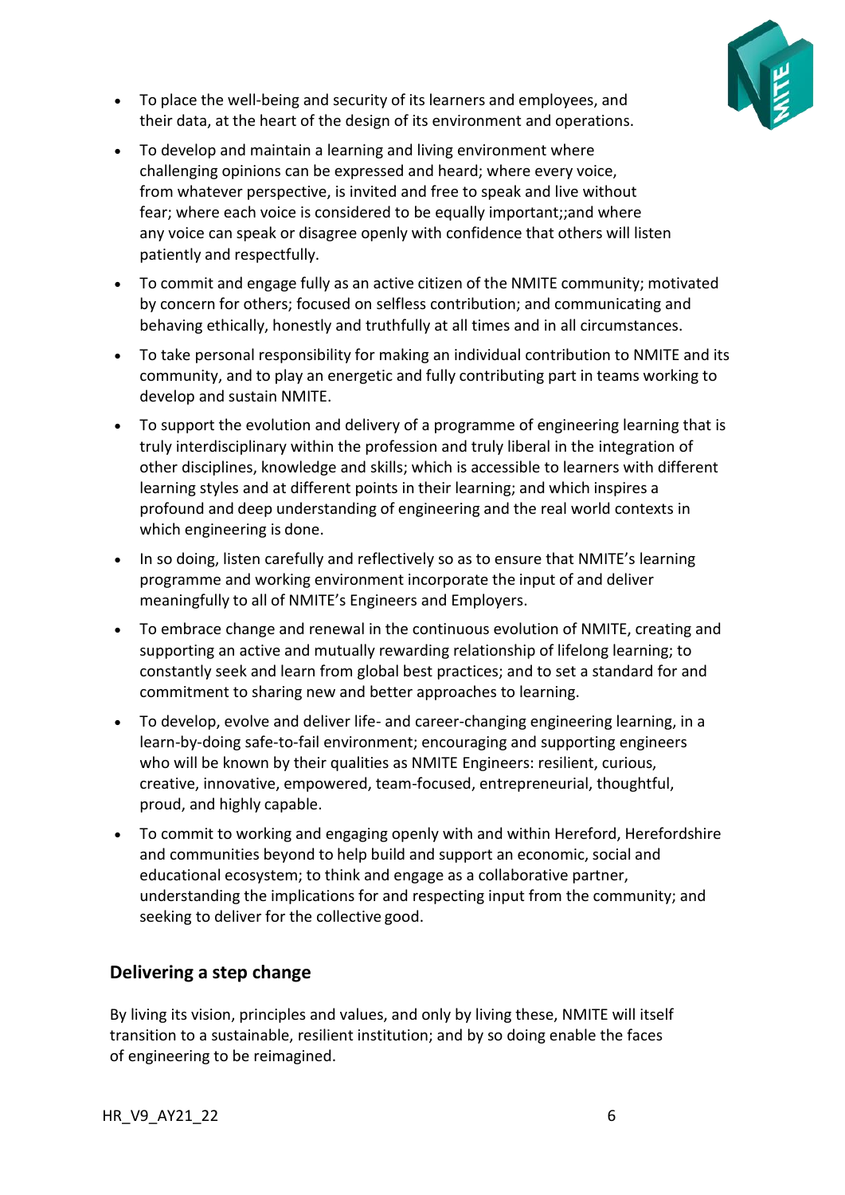- To place the well-being and security of its learners and employees, and their data, at the heart of the design of its environment and operations.
- To develop and maintain a learning and living environment where challenging opinions can be expressed and heard; where every voice, from whatever perspective, is invited and free to speak and live without fear; where each voice is considered to be equally important;;and where any voice can speak or disagree openly with confidence that others will listen patiently and respectfully.
- To commit and engage fully as an active citizen of the NMITE community; motivated by concern for others; focused on selfless contribution; and communicating and behaving ethically, honestly and truthfully at all times and in all circumstances.
- To take personal responsibility for making an individual contribution to NMITE and its community, and to play an energetic and fully contributing part in teams working to develop and sustain NMITE.
- To support the evolution and delivery of a programme of engineering learning that is truly interdisciplinary within the profession and truly liberal in the integration of other disciplines, knowledge and skills; which is accessible to learners with different learning styles and at different points in their learning; and which inspires a profound and deep understanding of engineering and the real world contexts in which engineering is done.
- In so doing, listen carefully and reflectively so as to ensure that NMITE's learning programme and working environment incorporate the input of and deliver meaningfully to all of NMITE's Engineers and Employers.
- To embrace change and renewal in the continuous evolution of NMITE, creating and supporting an active and mutually rewarding relationship of lifelong learning; to constantly seek and learn from global best practices; and to set a standard for and commitment to sharing new and better approaches to learning.
- To develop, evolve and deliver life- and career-changing engineering learning, in a learn-by-doing safe-to-fail environment; encouraging and supporting engineers who will be known by their qualities as NMITE Engineers: resilient, curious, creative, innovative, empowered, team-focused, entrepreneurial, thoughtful, proud, and highly capable.
- To commit to working and engaging openly with and within Hereford, Herefordshire and communities beyond to help build and support an economic, social and educational ecosystem; to think and engage as a collaborative partner, understanding the implications for and respecting input from the community; and seeking to deliver for the collective good.

## Delivering a step change

By living its vision, principles and values, and only by living these, NMITE will itself transition to a sustainable, resilient institution; and by so doing enable the faces of engineering to be reimagined.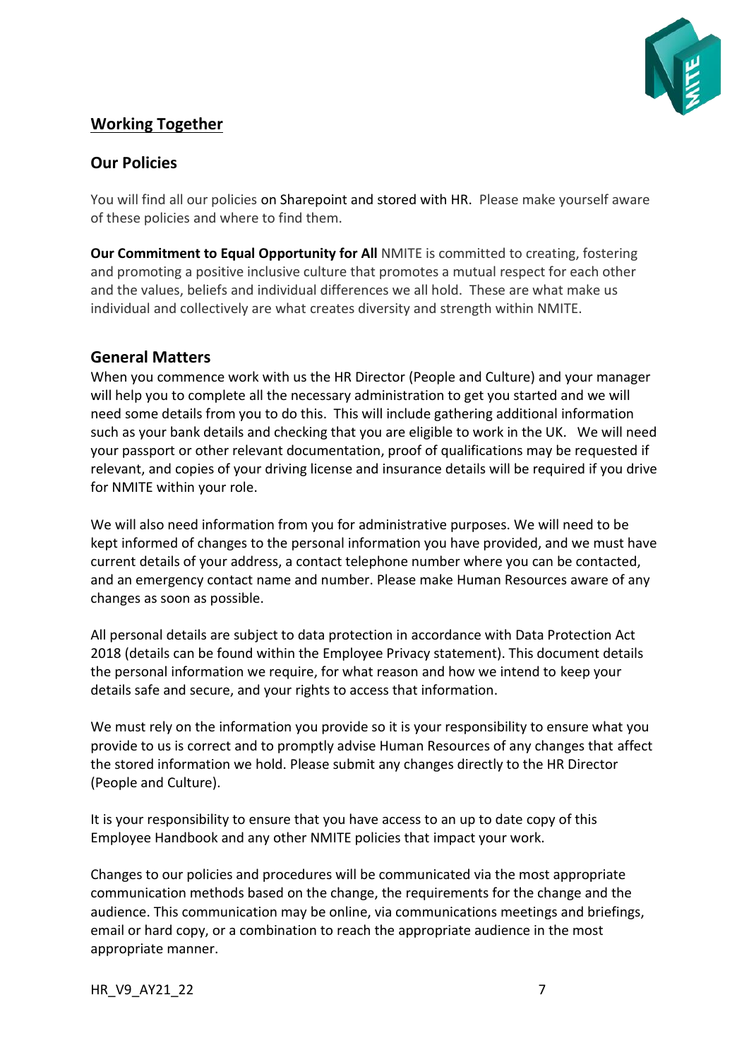## Working Together

### Our Policies

You will find all our policies on Sharepoint and stored with HR. Please make yourself aware of these policies and where to find them.

**Our Commitment to Equal Opportunity for All** NMITE is committed to creating, fostering and promoting a positive inclusive culture that promotes a mutual respect for each other and the values, beliefs and individual differences we all hold. These are what make us individual and collectively are what creates diversity and strength within NMITE.

### General Matters

When you commence work with us the HR Director (People and Culture) and your manager will help you to complete all the necessary administration to get you started and we will need some details from you to do this. This will include gathering additional information such as your bank details and checking that you are eligible to work in the UK. We will need your passport or other relevant documentation, proof of qualifications may be requested if relevant, and copies of your driving license and insurance details will be required if you drive for NMITE within your role.

We will also need information from you for administrative purposes. We will need to be kept informed of changes to the personal information you have provided, and we must have current details of your address, a contact telephone number where you can be contacted, and an emergency contact name and number. Please make Human Resources aware of any changes as soon as possible.

All personal details are subject to data protection in accordance with Data Protection Act 2018 (details can be found within the Employee Privacy statement). This document details the personal information we require, for what reason and how we intend to keep your details safe and secure, and your rights to access that information.

We must rely on the information you provide so it is your responsibility to ensure what you provide to us is correct and to promptly advise Human Resources of any changes that affect the stored information we hold. Please submit any changes directly to the HR Director (People and Culture).

It is your responsibility to ensure that you have access to an up to date copy of this Employee Handbook and any other NMITE policies that impact your work.

Changes to our policies and procedures will be communicated via the most appropriate communication methods based on the change, the requirements for the change and the audience. This communication may be online, via communications meetings and briefings, email or hard copy, or a combination to reach the appropriate audience in the most appropriate manner.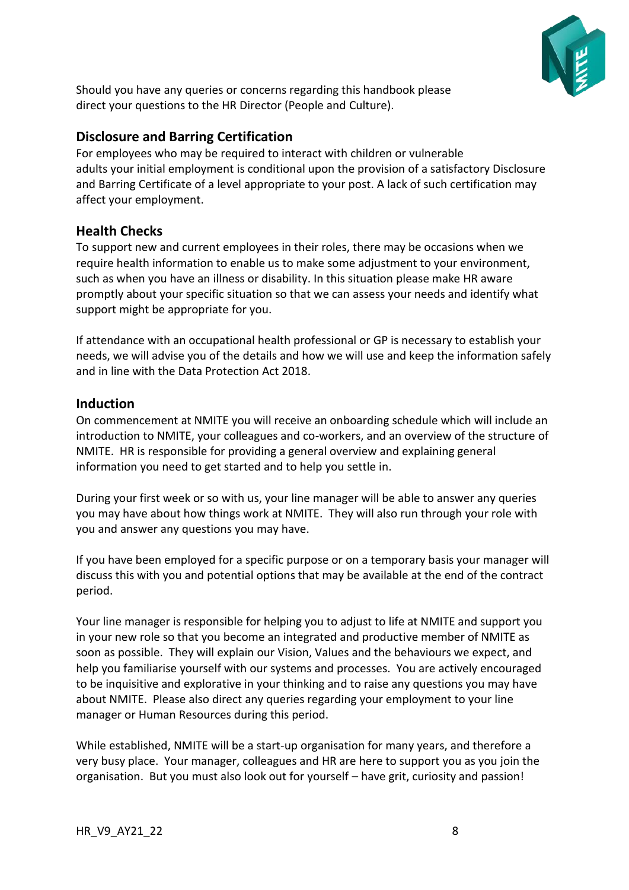Should you have any queries or concerns regarding this handbook please direct your questions to the HR Director (People and Culture).

## Disclosure and Barring Certification

For employees who may be required to interact with children or vulnerable adults your initial employment is conditional upon the provision of a satisfactory Disclosure and Barring Certificate of a level appropriate to your post. A lack of such certification may affect your employment.

## Health Checks

To support new and current employees in their roles, there may be occasions when we require health information to enable us to make some adjustment to your environment, such as when you have an illness or disability. In this situation please make HR aware promptly about your specific situation so that we can assess your needs and identify what support might be appropriate for you.

If attendance with an occupational health professional or GP is necessary to establish your needs, we will advise you of the details and how we will use and keep the information safely and in line with the Data Protection Act 2018.

## Induction

On commencement at NMITE you will receive an onboarding schedule which will include an introduction to NMITE, your colleagues and co-workers, and an overview of the structure of NMITE. HR is responsible for providing a general overview and explaining general information you need to get started and to help you settle in.

During your first week or so with us, your line manager will be able to answer any queries you may have about how things work at NMITE. They will also run through your role with you and answer any questions you may have.

If you have been employed for a specific purpose or on a temporary basis your manager will discuss this with you and potential options that may be available at the end of the contract period.

Your line manager is responsible for helping you to adjust to life at NMITE and support you in your new role so that you become an integrated and productive member of NMITE as soon as possible. They will explain our Vision, Values and the behaviours we expect, and help you familiarise yourself with our systems and processes. You are actively encouraged to be inquisitive and explorative in your thinking and to raise any questions you may have about NMITE. Please also direct any queries regarding your employment to your line manager or Human Resources during this period.

While established, NMITE will be a start-up organisation for many years, and therefore a very busy place. Your manager, colleagues and HR are here to support you as you join the organisation. But you must also look out for yourself – have grit, curiosity and passion!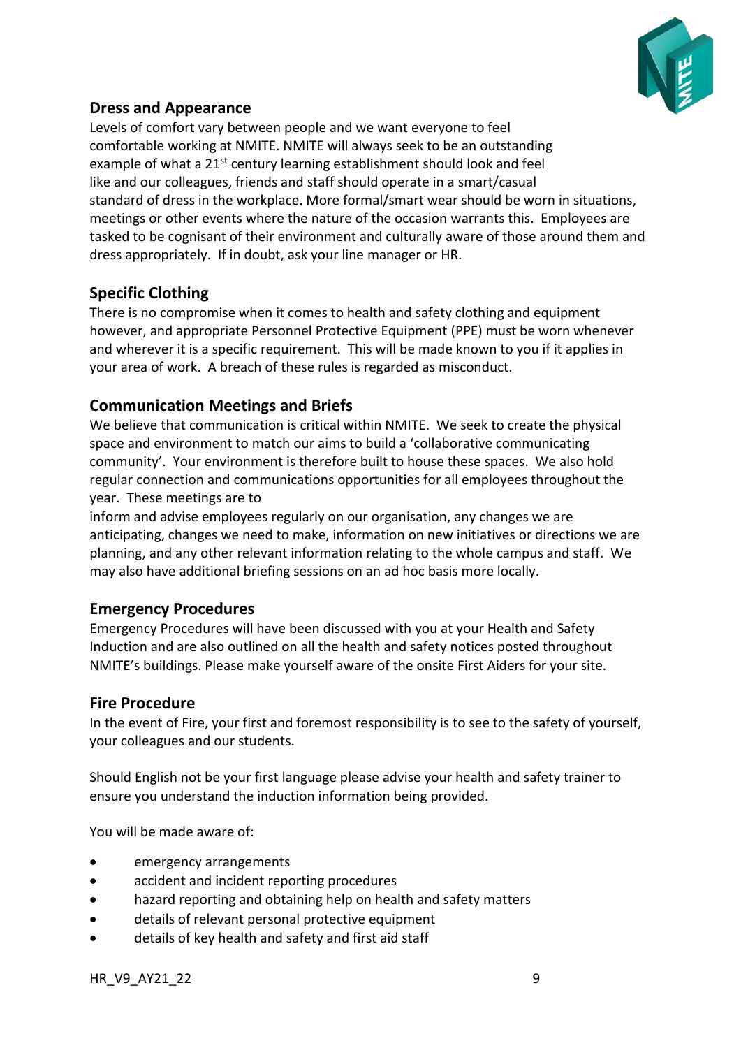## Dress and Appearance

Levels of comfort vary between people and we want everyone to feel comfortable working at NMITE. NMITE will always seek to be an outstanding example of what a 21st century learning establishment should look and feel like and our colleagues, friends and staff should operate in a smart/casual standard of dress in the workplace. More formal/smart wear should be worn in situations, meetings or other events where the nature of the occasion warrants this. Employees are tasked to be cognisant of their environment and culturally aware of those around them and dress appropriately. If in doubt, ask your line manager or HR.

## Specific Clothing

There is no compromise when it comes to health and safety clothing and equipment however, and appropriate Personnel Protective Equipment (PPE) must be worn whenever and wherever it is a specific requirement. This will be made known to you if it applies in your area of work. A breach of these rules is regarded as misconduct.

## Communication Meetings and Briefs

We believe that communication is critical within NMITE. We seek to create the physical space and environment to match our aims to build a 'collaborative communicating community'. Your environment is therefore built to house these spaces. We also hold regular connection and communications opportunities for all employees throughout the year. These meetings are to

inform and advise employees regularly on our organisation, any changes we are anticipating, changes we need to make, information on new initiatives or directions we are planning, and any other relevant information relating to the whole campus and staff. We may also have additional briefing sessions on an ad hoc basis more locally.

## Emergency Procedures

Emergency Procedures will have been discussed with you at your Health and Safety Induction and are also outlined on all the health and safety notices posted throughout NMITE's buildings. Please make yourself aware of the onsite First Aiders for your site.

## Fire Procedure

In the event of Fire, your first and foremost responsibility is to see to the safety of yourself, your colleagues and our students.

Should English not be your first language please advise your health and safety trainer to ensure you understand the induction information being provided.

You will be made aware of:

- emergency arrangements
- accident and incident reporting procedures
- hazard reporting and obtaining help on health and safety matters
- details of relevant personal protective equipment
- details of key health and safety and first aid staff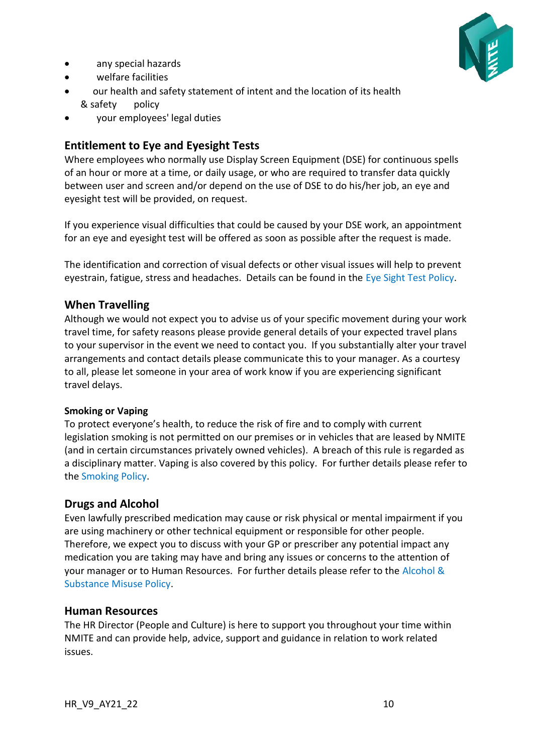- any special hazards
- welfare facilities
- our health and safety statement of intent and the location of its health & safety policy
- your employees' legal duties

## Entitlement to Eye and Eyesight Tests

Where employees who normally use Display Screen Equipment (DSE) for continuous spells of an hour or more at a time, or daily usage, or who are required to transfer data quickly between user and screen and/or depend on the use of DSE to do his/her job, an eye and eyesight test will be provided, on request.

If you experience visual difficulties that could be caused by your DSE work, an appointment for an eye and eyesight test will be offered as soon as possible after the request is made.

The identification and correction of visual defects or other visual issues will help to prevent eyestrain, fatigue, stress and headaches. Details can be found in the Eye Sight Test Policy.

## When Travelling

Although we would not expect you to advise us of your specific movement during your work travel time, for safety reasons please provide general details of your expected travel plans to your supervisor in the event we need to contact you. If you substantially alter your travel arrangements and contact details please communicate this to your manager. As a courtesy to all, please let someone in your area of work know if you are experiencing significant travel delays.

### Smoking or Vaping

To protect everyone's health, to reduce the risk of fire and to comply with current legislation smoking is not permitted on our premises or in vehicles that are leased by NMITE (and in certain circumstances privately owned vehicles). A breach of this rule is regarded as a disciplinary matter. Vaping is also covered by this policy. For further details please refer to the Smoking Policy.

## Drugs and Alcohol

Even lawfully prescribed medication may cause or risk physical or mental impairment if you are using machinery or other technical equipment or responsible for other people. Therefore, we expect you to discuss with your GP or prescriber any potential impact any medication you are taking may have and bring any issues or concerns to the attention of your manager or to Human Resources. For further details please refer to the Alcohol & Substance Misuse Policy.

## Human Resources

The HR Director (People and Culture) is here to support you throughout your time within NMITE and can provide help, advice, support and guidance in relation to work related issues.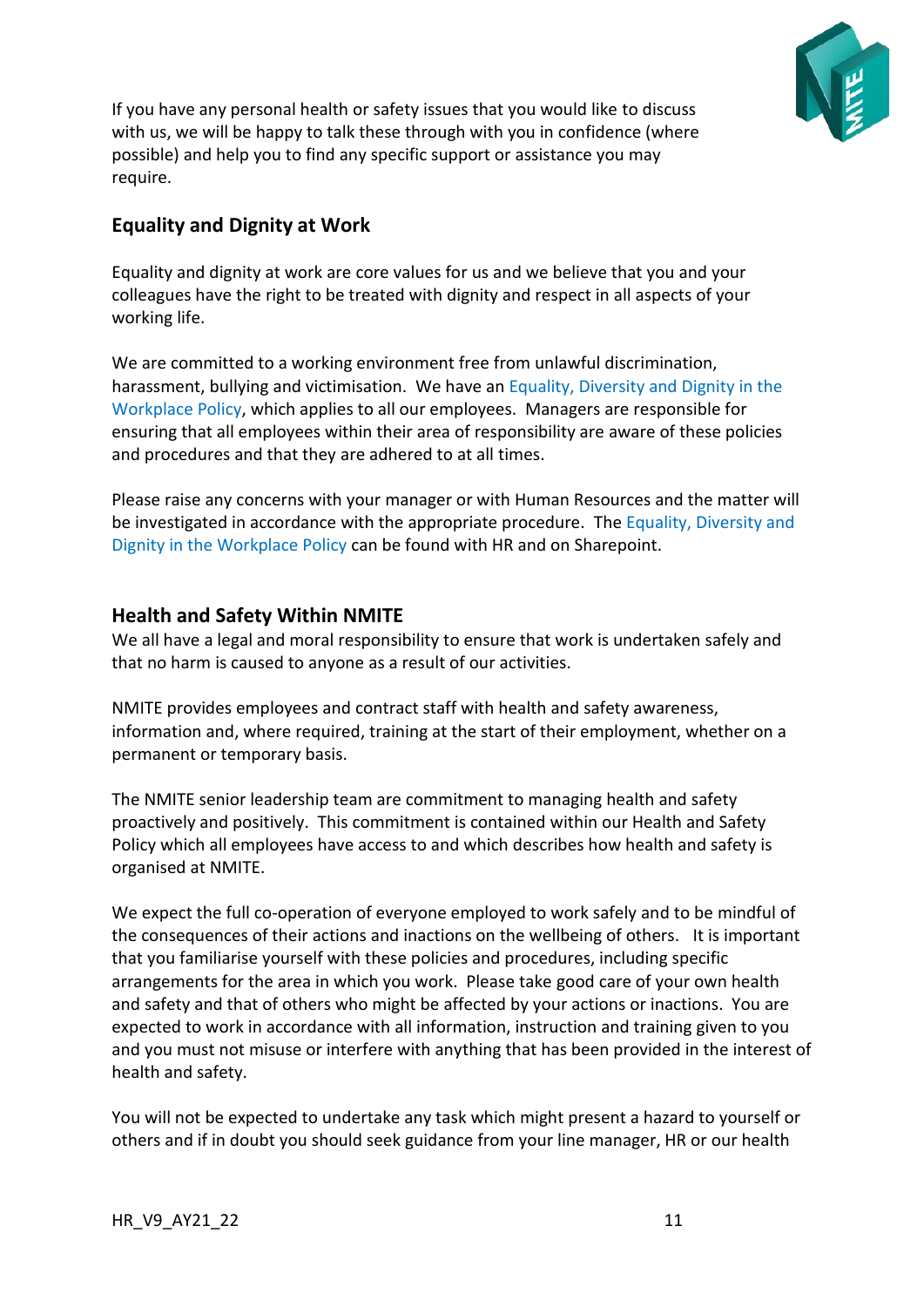If you have any personal health or safety issues that you would like to discuss with us, we will be happy to talk these through with you in confidence (where possible) and help you to find any specific support or assistance you may require.

## Equality and Dignity at Work

Equality and dignity at work are core values for us and we believe that you and your colleagues have the right to be treated with dignity and respect in all aspects of your working life.

We are committed to a working environment free from unlawful discrimination, harassment, bullying and victimisation. We have an Equality, Diversity and Dignity in the Workplace Policy, which applies to all our employees. Managers are responsible for ensuring that all employees within their area of responsibility are aware of these policies and procedures and that they are adhered to at all times.

Please raise any concerns with your manager or with Human Resources and the matter will be investigated in accordance with the appropriate procedure. The Equality, Diversity and Dignity in the Workplace Policy can be found with HR and on Sharepoint.

## Health and Safety Within NMITE

We all have a legal and moral responsibility to ensure that work is undertaken safely and that no harm is caused to anyone as a result of our activities.

NMITE provides employees and contract staff with health and safety awareness, information and, where required, training at the start of their employment, whether on a permanent or temporary basis.

The NMITE senior leadership team are commitment to managing health and safety proactively and positively. This commitment is contained within our Health and Safety Policy which all employees have access to and which describes how health and safety is organised at NMITE.

We expect the full co-operation of everyone employed to work safely and to be mindful of the consequences of their actions and inactions on the wellbeing of others. It is important that you familiarise yourself with these policies and procedures, including specific arrangements for the area in which you work. Please take good care of your own health and safety and that of others who might be affected by your actions or inactions. You are expected to work in accordance with all information, instruction and training given to you and you must not misuse or interfere with anything that has been provided in the interest of health and safety.

You will not be expected to undertake any task which might present a hazard to yourself or others and if in doubt you should seek guidance from your line manager, HR or our health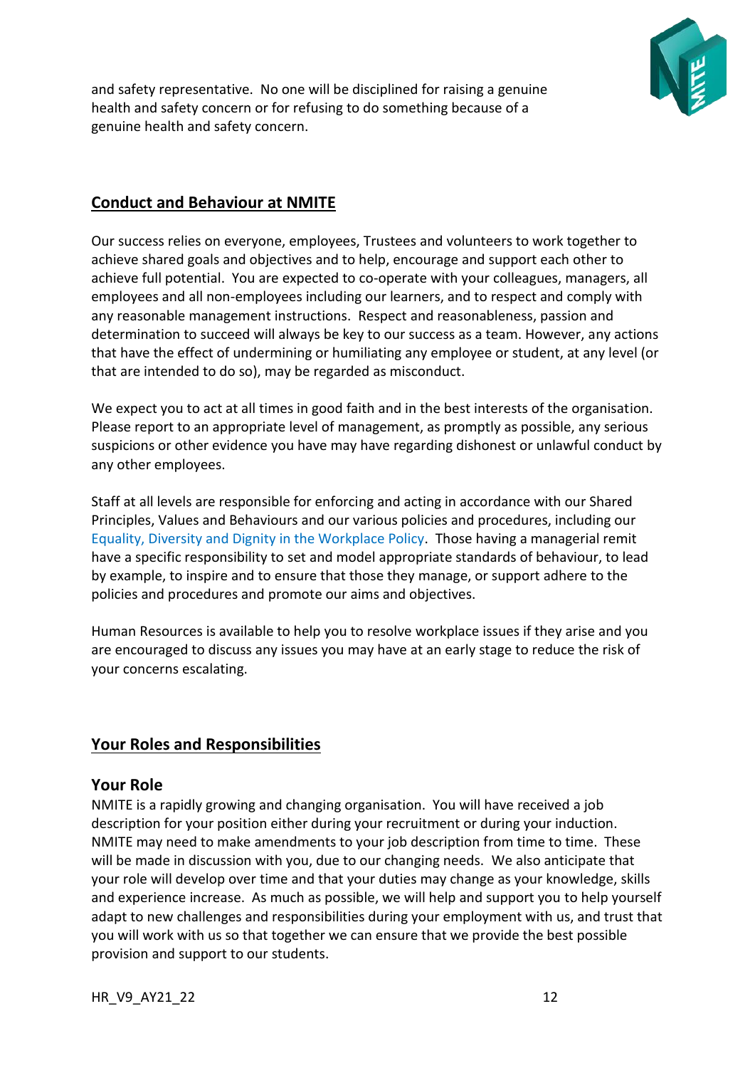and safety representative. No one will be disciplined for raising a genuine health and safety concern or for refusing to do something because of a genuine health and safety concern.

## Conduct and Behaviour at NMITE

Our success relies on everyone, employees, Trustees and volunteers to work together to achieve shared goals and objectives and to help, encourage and support each other to achieve full potential. You are expected to co-operate with your colleagues, managers, all employees and all non-employees including our learners, and to respect and comply with any reasonable management instructions. Respect and reasonableness, passion and determination to succeed will always be key to our success as a team. However, any actions that have the effect of undermining or humiliating any employee or student, at any level (or that are intended to do so), may be regarded as misconduct.

We expect you to act at all times in good faith and in the best interests of the organisation. Please report to an appropriate level of management, as promptly as possible, any serious suspicions or other evidence you have may have regarding dishonest or unlawful conduct by any other employees.

Staff at all levels are responsible for enforcing and acting in accordance with our Shared Principles, Values and Behaviours and our various policies and procedures, including our Equality, Diversity and Dignity in the Workplace Policy. Those having a managerial remit have a specific responsibility to set and model appropriate standards of behaviour, to lead by example, to inspire and to ensure that those they manage, or support adhere to the policies and procedures and promote our aims and objectives.

Human Resources is available to help you to resolve workplace issues if they arise and you are encouraged to discuss any issues you may have at an early stage to reduce the risk of your concerns escalating.

## Your Roles and Responsibilities

### Your Role

NMITE is a rapidly growing and changing organisation. You will have received a job description for your position either during your recruitment or during your induction. NMITE may need to make amendments to your job description from time to time. These will be made in discussion with you, due to our changing needs. We also anticipate that your role will develop over time and that your duties may change as your knowledge, skills and experience increase. As much as possible, we will help and support you to help yourself adapt to new challenges and responsibilities during your employment with us, and trust that you will work with us so that together we can ensure that we provide the best possible provision and support to our students.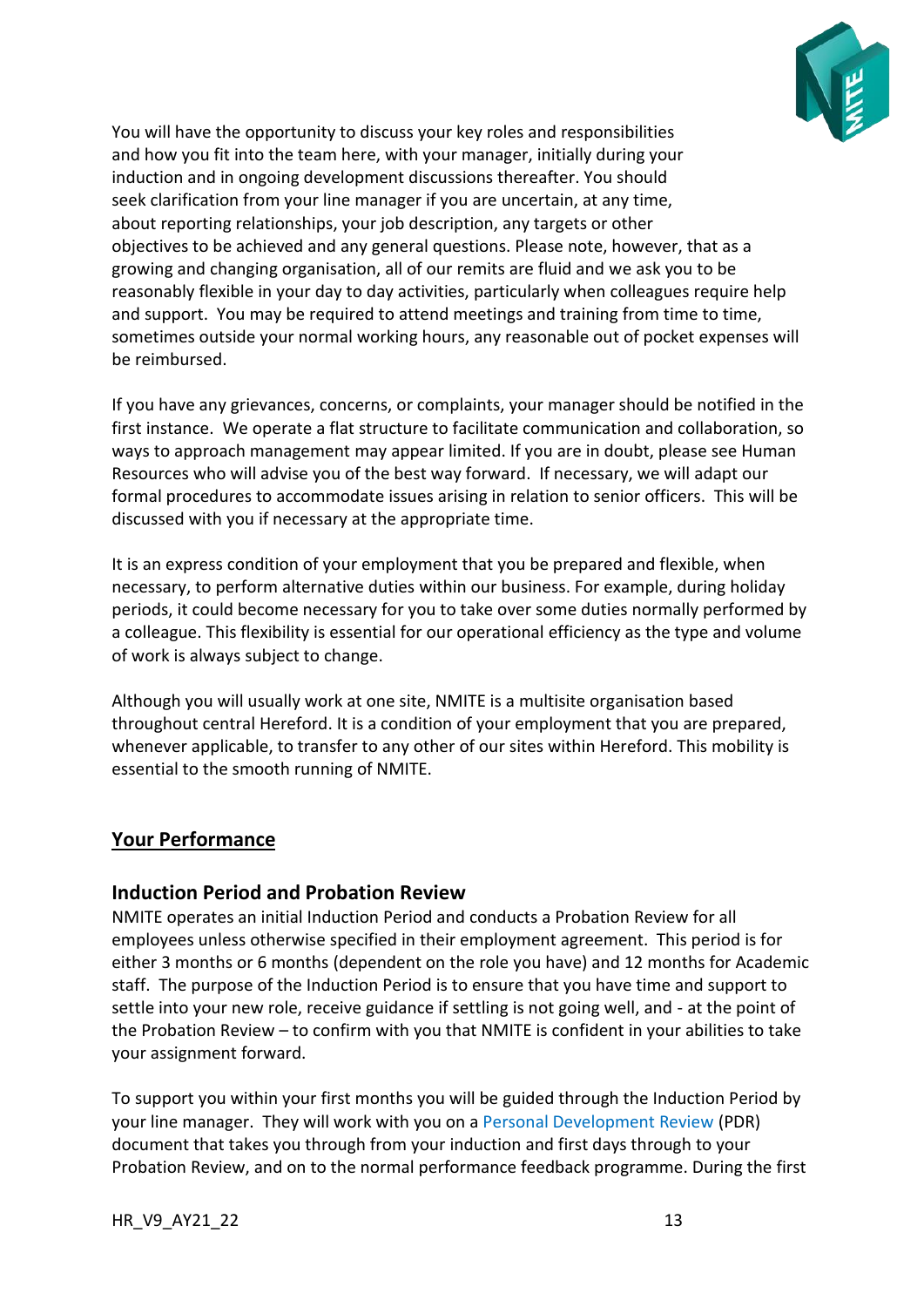You will have the opportunity to discuss your key roles and responsibilities and how you fit into the team here, with your manager, initially during your induction and in ongoing development discussions thereafter. You should seek clarification from your line manager if you are uncertain, at any time, about reporting relationships, your job description, any targets or other objectives to be achieved and any general questions. Please note, however, that as a growing and changing organisation, all of our remits are fluid and we ask you to be reasonably flexible in your day to day activities, particularly when colleagues require help and support. You may be required to attend meetings and training from time to time, sometimes outside your normal working hours, any reasonable out of pocket expenses will be reimbursed.

If you have any grievances, concerns, or complaints, your manager should be notified in the first instance. We operate a flat structure to facilitate communication and collaboration, so ways to approach management may appear limited. If you are in doubt, please see Human Resources who will advise you of the best way forward. If necessary, we will adapt our formal procedures to accommodate issues arising in relation to senior officers. This will be discussed with you if necessary at the appropriate time.

It is an express condition of your employment that you be prepared and flexible, when necessary, to perform alternative duties within our business. For example, during holiday periods, it could become necessary for you to take over some duties normally performed by a colleague. This flexibility is essential for our operational efficiency as the type and volume of work is always subject to change.

Although you will usually work at one site, NMITE is a multisite organisation based throughout central Hereford. It is a condition of your employment that you are prepared, whenever applicable, to transfer to any other of our sites within Hereford. This mobility is essential to the smooth running of NMITE.

## Your Performance

### Induction Period and Probation Review

NMITE operates an initial Induction Period and conducts a Probation Review for all employees unless otherwise specified in their employment agreement. This period is for either 3 months or 6 months (dependent on the role you have) and 12 months for Academic staff. The purpose of the Induction Period is to ensure that you have time and support to settle into your new role, receive guidance if settling is not going well, and - at the point of the Probation Review – to confirm with you that NMITE is confident in your abilities to take your assignment forward.

To support you within your first months you will be guided through the Induction Period by your line manager. They will work with you on a Personal Development Review (PDR) document that takes you through from your induction and first days through to your Probation Review, and on to the normal performance feedback programme. During the first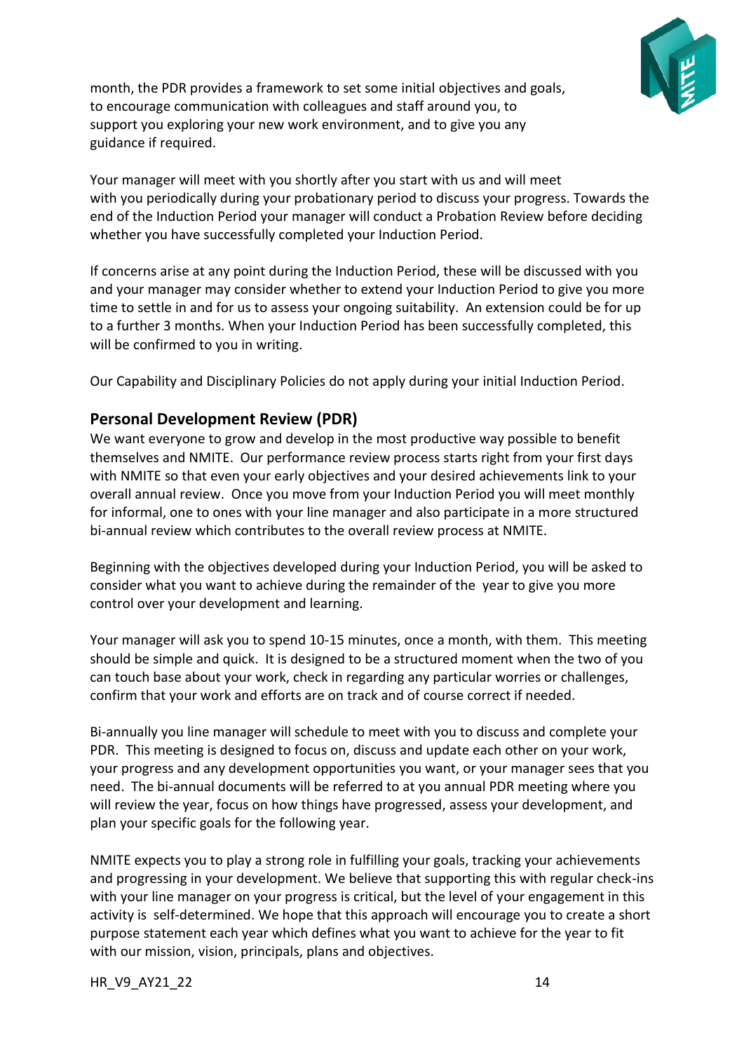month, the PDR provides a framework to set some initial objectives and goals, to encourage communication with colleagues and staff around you, to support you exploring your new work environment, and to give you any guidance if required.

Your manager will meet with you shortly after you start with us and will meet with you periodically during your probationary period to discuss your progress. Towards the end of the Induction Period your manager will conduct a Probation Review before deciding whether you have successfully completed your Induction Period.

If concerns arise at any point during the Induction Period, these will be discussed with you and your manager may consider whether to extend your Induction Period to give you more time to settle in and for us to assess your ongoing suitability. An extension could be for up to a further 3 months. When your Induction Period has been successfully completed, this will be confirmed to you in writing.

Our Capability and Disciplinary Policies do not apply during your initial Induction Period.

## Personal Development Review (PDR)

We want everyone to grow and develop in the most productive way possible to benefit themselves and NMITE. Our performance review process starts right from your first days with NMITE so that even your early objectives and your desired achievements link to your overall annual review. Once you move from your Induction Period you will meet monthly for informal, one to ones with your line manager and also participate in a more structured bi-annual review which contributes to the overall review process at NMITE.

Beginning with the objectives developed during your Induction Period, you will be asked to consider what you want to achieve during the remainder of the year to give you more control over your development and learning.

Your manager will ask you to spend 10-15 minutes, once a month, with them. This meeting should be simple and quick. It is designed to be a structured moment when the two of you can touch base about your work, check in regarding any particular worries or challenges, confirm that your work and efforts are on track and of course correct if needed.

Bi-annually you line manager will schedule to meet with you to discuss and complete your PDR. This meeting is designed to focus on, discuss and update each other on your work, your progress and any development opportunities you want, or your manager sees that you need. The bi-annual documents will be referred to at you annual PDR meeting where you will review the year, focus on how things have progressed, assess your development, and plan your specific goals for the following year.

NMITE expects you to play a strong role in fulfilling your goals, tracking your achievements and progressing in your development. We believe that supporting this with regular check-ins with your line manager on your progress is critical, but the level of your engagement in this activity is self-determined. We hope that this approach will encourage you to create a short purpose statement each year which defines what you want to achieve for the year to fit with our mission, vision, principals, plans and objectives.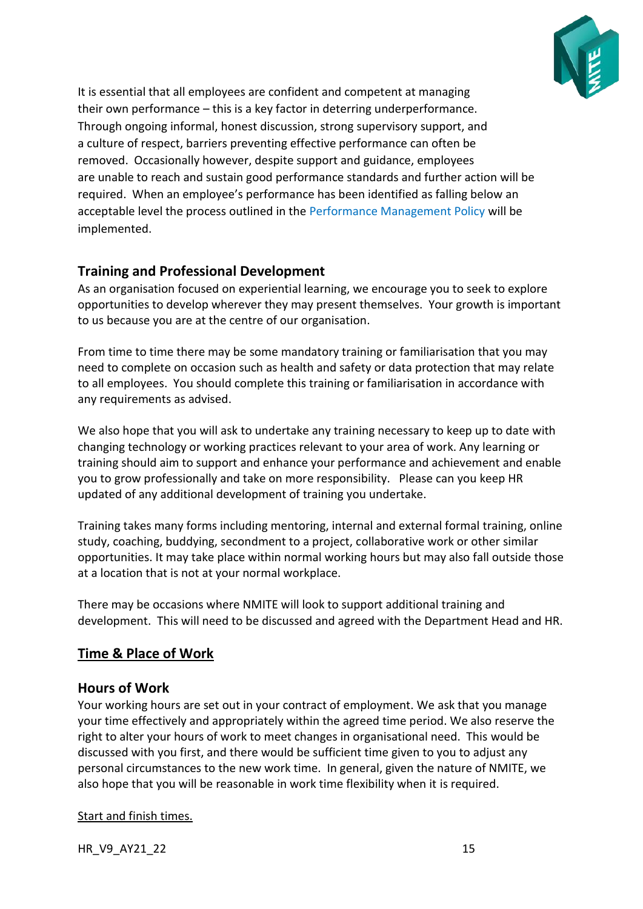It is essential that all employees are confident and competent at managing their own performance – this is a key factor in deterring underperformance. Through ongoing informal, honest discussion, strong supervisory support, and a culture of respect, barriers preventing effective performance can often be removed. Occasionally however, despite support and guidance, employees are unable to reach and sustain good performance standards and further action will be required. When an employee's performance has been identified as falling below an acceptable level the process outlined in the Performance Management Policy will be implemented.

### Training and Professional Development

As an organisation focused on experiential learning, we encourage you to seek to explore opportunities to develop wherever they may present themselves. Your growth is important to us because you are at the centre of our organisation.

From time to time there may be some mandatory training or familiarisation that you may need to complete on occasion such as health and safety or data protection that may relate to all employees. You should complete this training or familiarisation in accordance with any requirements as advised.

We also hope that you will ask to undertake any training necessary to keep up to date with changing technology or working practices relevant to your area of work. Any learning or training should aim to support and enhance your performance and achievement and enable you to grow professionally and take on more responsibility. Please can you keep HR updated of any additional development of training you undertake.

Training takes many forms including mentoring, internal and external formal training, online study, coaching, buddying, secondment to a project, collaborative work or other similar opportunities. It may take place within normal working hours but may also fall outside those at a location that is not at your normal workplace.

There may be occasions where NMITE will look to support additional training and development. This will need to be discussed and agreed with the Department Head and HR.

## Time & Place of Work

### Hours of Work

Your working hours are set out in your contract of employment. We ask that you manage your time effectively and appropriately within the agreed time period. We also reserve the right to alter your hours of work to meet changes in organisational need. This would be discussed with you first, and there would be sufficient time given to you to adjust any personal circumstances to the new work time. In general, given the nature of NMITE, we also hope that you will be reasonable in work time flexibility when it is required.

Start and finish times.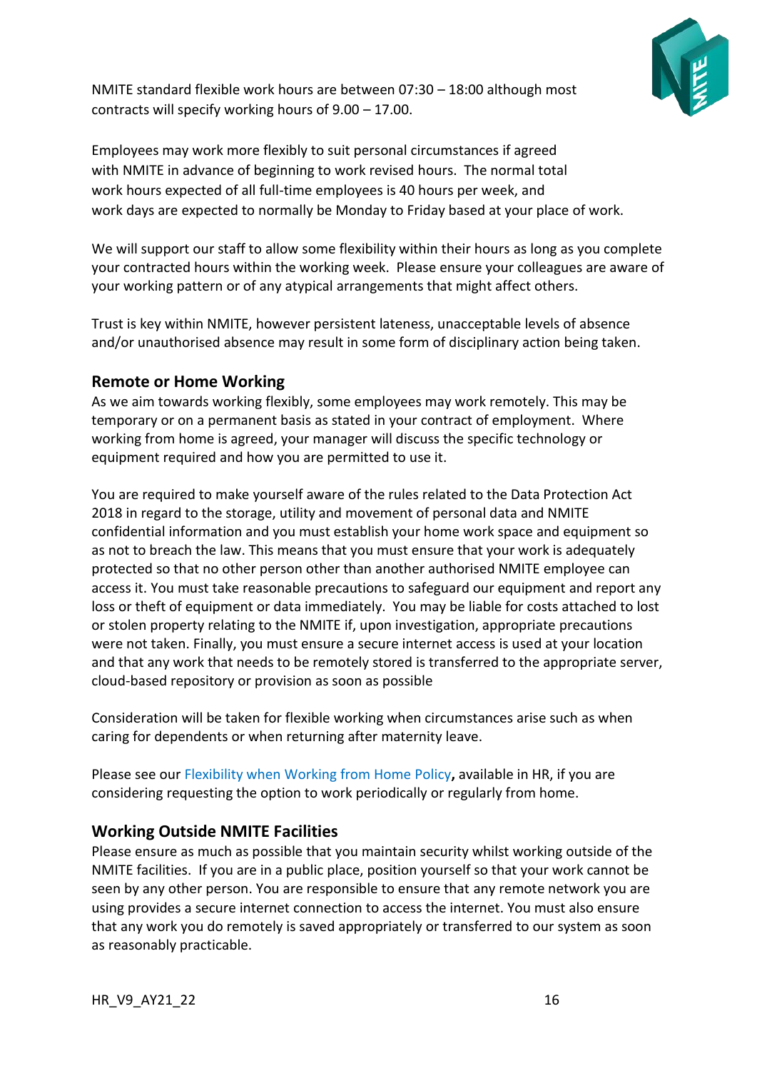NMITE standard flexible work hours are between 07:30 – 18:00 although most contracts will specify working hours of 9.00 – 17.00.

Employees may work more flexibly to suit personal circumstances if agreed with NMITE in advance of beginning to work revised hours. The normal total work hours expected of all full-time employees is 40 hours per week, and work days are expected to normally be Monday to Friday based at your place of work.

We will support our staff to allow some flexibility within their hours as long as you complete your contracted hours within the working week. Please ensure your colleagues are aware of your working pattern or of any atypical arrangements that might affect others.

Trust is key within NMITE, however persistent lateness, unacceptable levels of absence and/or unauthorised absence may result in some form of disciplinary action being taken.

## Remote or Home Working

As we aim towards working flexibly, some employees may work remotely. This may be temporary or on a permanent basis as stated in your contract of employment. Where working from home is agreed, your manager will discuss the specific technology or equipment required and how you are permitted to use it.

You are required to make yourself aware of the rules related to the Data Protection Act 2018 in regard to the storage, utility and movement of personal data and NMITE confidential information and you must establish your home work space and equipment so as not to breach the law. This means that you must ensure that your work is adequately protected so that no other person other than another authorised NMITE employee can access it. You must take reasonable precautions to safeguard our equipment and report any loss or theft of equipment or data immediately. You may be liable for costs attached to lost or stolen property relating to the NMITE if, upon investigation, appropriate precautions were not taken. Finally, you must ensure a secure internet access is used at your location and that any work that needs to be remotely stored is transferred to the appropriate server, cloud-based repository or provision as soon as possible

Consideration will be taken for flexible working when circumstances arise such as when caring for dependents or when returning after maternity leave.

Please see our Flexibility when Working from Home Policy**,** available in HR, if you are considering requesting the option to work periodically or regularly from home.

## Working Outside NMITE Facilities

Please ensure as much as possible that you maintain security whilst working outside of the NMITE facilities. If you are in a public place, position yourself so that your work cannot be seen by any other person. You are responsible to ensure that any remote network you are using provides a secure internet connection to access the internet. You must also ensure that any work you do remotely is saved appropriately or transferred to our system as soon as reasonably practicable.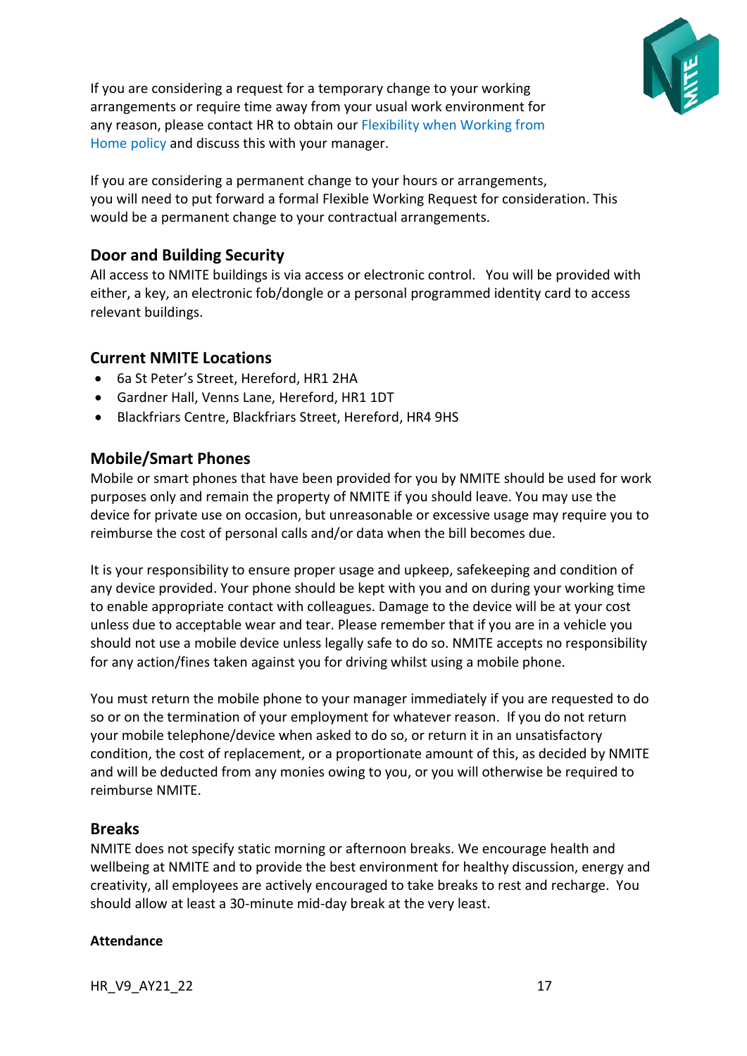If you are considering a request for a temporary change to your working arrangements or require time away from your usual work environment for any reason, please contact HR to obtain our Flexibility when Working from Home policy and discuss this with your manager.

If you are considering a permanent change to your hours or arrangements, you will need to put forward a formal Flexible Working Request for consideration. This would be a permanent change to your contractual arrangements.

## Door and Building Security

All access to NMITE buildings is via access or electronic control. You will be provided with either, a key, an electronic fob/dongle or a personal programmed identity card to access relevant buildings.

## Current NMITE Locations

- 6a St Peter's Street, Hereford, HR1 2HA
- Gardner Hall, Venns Lane, Hereford, HR1 1DT
- Blackfriars Centre, Blackfriars Street, Hereford, HR4 9HS

## Mobile/Smart Phones

Mobile or smart phones that have been provided for you by NMITE should be used for work purposes only and remain the property of NMITE if you should leave. You may use the device for private use on occasion, but unreasonable or excessive usage may require you to reimburse the cost of personal calls and/or data when the bill becomes due.

It is your responsibility to ensure proper usage and upkeep, safekeeping and condition of any device provided. Your phone should be kept with you and on during your working time to enable appropriate contact with colleagues. Damage to the device will be at your cost unless due to acceptable wear and tear. Please remember that if you are in a vehicle you should not use a mobile device unless legally safe to do so. NMITE accepts no responsibility for any action/fines taken against you for driving whilst using a mobile phone.

You must return the mobile phone to your manager immediately if you are requested to do so or on the termination of your employment for whatever reason. If you do not return your mobile telephone/device when asked to do so, or return it in an unsatisfactory condition, the cost of replacement, or a proportionate amount of this, as decided by NMITE and will be deducted from any monies owing to you, or you will otherwise be required to reimburse NMITE.

## Breaks

NMITE does not specify static morning or afternoon breaks. We encourage health and wellbeing at NMITE and to provide the best environment for healthy discussion, energy and creativity, all employees are actively encouraged to take breaks to rest and recharge. You should allow at least a 30-minute mid-day break at the very least.

**Attendance**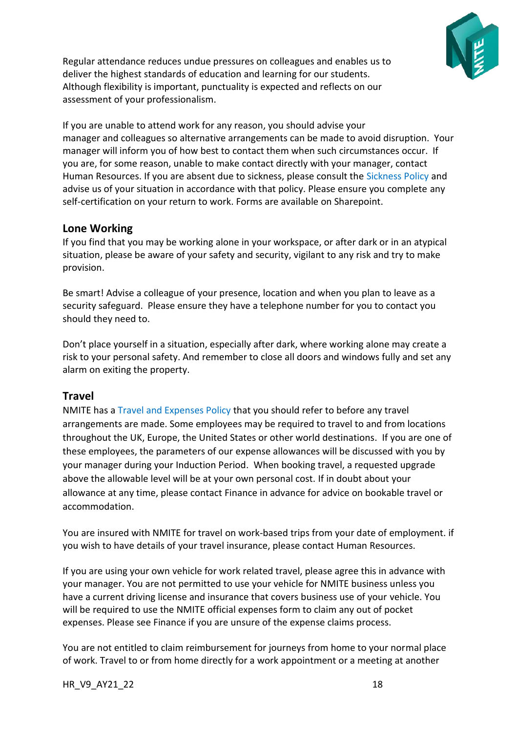Regular attendance reduces undue pressures on colleagues and enables us to deliver the highest standards of education and learning for our students. Although flexibility is important, punctuality is expected and reflects on our assessment of your professionalism.

If you are unable to attend work for any reason, you should advise your manager and colleagues so alternative arrangements can be made to avoid disruption. Your manager will inform you of how best to contact them when such circumstances occur. If you are, for some reason, unable to make contact directly with your manager, contact Human Resources. If you are absent due to sickness, please consult the Sickness Policy and advise us of your situation in accordance with that policy. Please ensure you complete any self-certification on your return to work. Forms are available on Sharepoint.

## Lone Working

If you find that you may be working alone in your workspace, or after dark or in an atypical situation, please be aware of your safety and security, vigilant to any risk and try to make provision.

Be smart! Advise a colleague of your presence, location and when you plan to leave as a security safeguard. Please ensure they have a telephone number for you to contact you should they need to.

Don't place yourself in a situation, especially after dark, where working alone may create a risk to your personal safety. And remember to close all doors and windows fully and set any alarm on exiting the property.

## Travel

NMITE has a Travel and Expenses Policy that you should refer to before any travel arrangements are made. Some employees may be required to travel to and from locations throughout the UK, Europe, the United States or other world destinations. If you are one of these employees, the parameters of our expense allowances will be discussed with you by your manager during your Induction Period. When booking travel, a requested upgrade above the allowable level will be at your own personal cost. If in doubt about your allowance at any time, please contact Finance in advance for advice on bookable travel or accommodation.

You are insured with NMITE for travel on work-based trips from your date of employment. if you wish to have details of your travel insurance, please contact Human Resources.

If you are using your own vehicle for work related travel, please agree this in advance with your manager. You are not permitted to use your vehicle for NMITE business unless you have a current driving license and insurance that covers business use of your vehicle. You will be required to use the NMITE official expenses form to claim any out of pocket expenses. Please see Finance if you are unsure of the expense claims process.

You are not entitled to claim reimbursement for journeys from home to your normal place of work. Travel to or from home directly for a work appointment or a meeting at another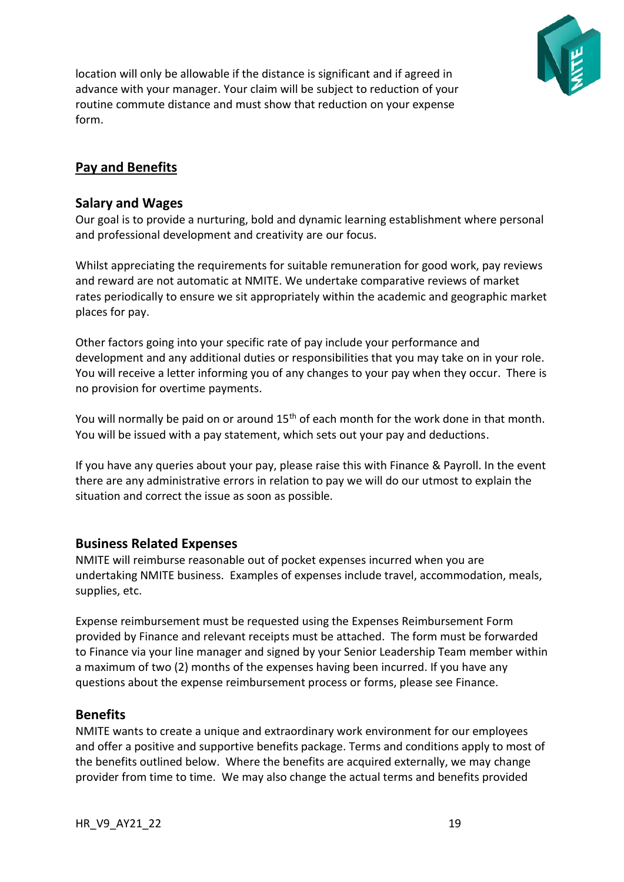location will only be allowable if the distance is significant and if agreed in advance with your manager. Your claim will be subject to reduction of your routine commute distance and must show that reduction on your expense form.

## Pay and Benefits

### Salary and Wages

Our goal is to provide a nurturing, bold and dynamic learning establishment where personal and professional development and creativity are our focus.

Whilst appreciating the requirements for suitable remuneration for good work, pay reviews and reward are not automatic at NMITE. We undertake comparative reviews of market rates periodically to ensure we sit appropriately within the academic and geographic market places for pay.

Other factors going into your specific rate of pay include your performance and development and any additional duties or responsibilities that you may take on in your role. You will receive a letter informing you of any changes to your pay when they occur. There is no provision for overtime payments.

You will normally be paid on or around 15th of each month for the work done in that month. You will be issued with a pay statement, which sets out your pay and deductions.

If you have any queries about your pay, please raise this with Finance & Payroll. In the event there are any administrative errors in relation to pay we will do our utmost to explain the situation and correct the issue as soon as possible.

### Business Related Expenses

NMITE will reimburse reasonable out of pocket expenses incurred when you are undertaking NMITE business. Examples of expenses include travel, accommodation, meals, supplies, etc.

Expense reimbursement must be requested using the Expenses Reimbursement Form provided by Finance and relevant receipts must be attached. The form must be forwarded to Finance via your line manager and signed by your Senior Leadership Team member within a maximum of two (2) months of the expenses having been incurred. If you have any questions about the expense reimbursement process or forms, please see Finance.

### Benefits

NMITE wants to create a unique and extraordinary work environment for our employees and offer a positive and supportive benefits package. Terms and conditions apply to most of the benefits outlined below. Where the benefits are acquired externally, we may change provider from time to time. We may also change the actual terms and benefits provided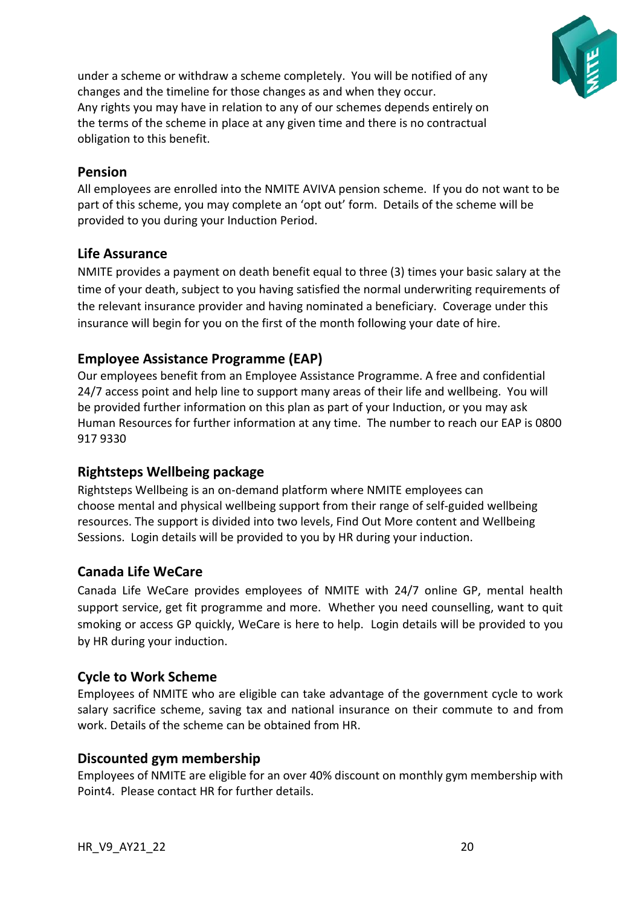under a scheme or withdraw a scheme completely. You will be notified of any changes and the timeline for those changes as and when they occur. Any rights you may have in relation to any of our schemes depends entirely on the terms of the scheme in place at any given time and there is no contractual obligation to this benefit.

## Pension

All employees are enrolled into the NMITE AVIVA pension scheme. If you do not want to be part of this scheme, you may complete an 'opt out' form. Details of the scheme will be provided to you during your Induction Period.

## Life Assurance

NMITE provides a payment on death benefit equal to three (3) times your basic salary at the time of your death, subject to you having satisfied the normal underwriting requirements of the relevant insurance provider and having nominated a beneficiary. Coverage under this insurance will begin for you on the first of the month following your date of hire.

## Employee Assistance Programme (EAP)

Our employees benefit from an Employee Assistance Programme. A free and confidential 24/7 access point and help line to support many areas of their life and wellbeing. You will be provided further information on this plan as part of your Induction, or you may ask Human Resources for further information at any time. The number to reach our EAP is 0800 917 9330

## Rightsteps Wellbeing package

Rightsteps Wellbeing is an on-demand platform where NMITE employees can choose mental and physical wellbeing support from their range of self-guided wellbeing resources. The support is divided into two levels, Find Out More content and Wellbeing Sessions. Login details will be provided to you by HR during your induction.

## Canada Life WeCare

Canada Life WeCare provides employees of NMITE with 24/7 online GP, mental health support service, get fit programme and more. Whether you need counselling, want to quit smoking or access GP quickly, WeCare is here to help. Login details will be provided to you by HR during your induction.

## Cycle to Work Scheme

Employees of NMITE who are eligible can take advantage of the government cycle to work salary sacrifice scheme, saving tax and national insurance on their commute to and from work. Details of the scheme can be obtained from HR.

## Discounted gym membership

Employees of NMITE are eligible for an over 40% discount on monthly gym membership with Point4. Please contact HR for further details.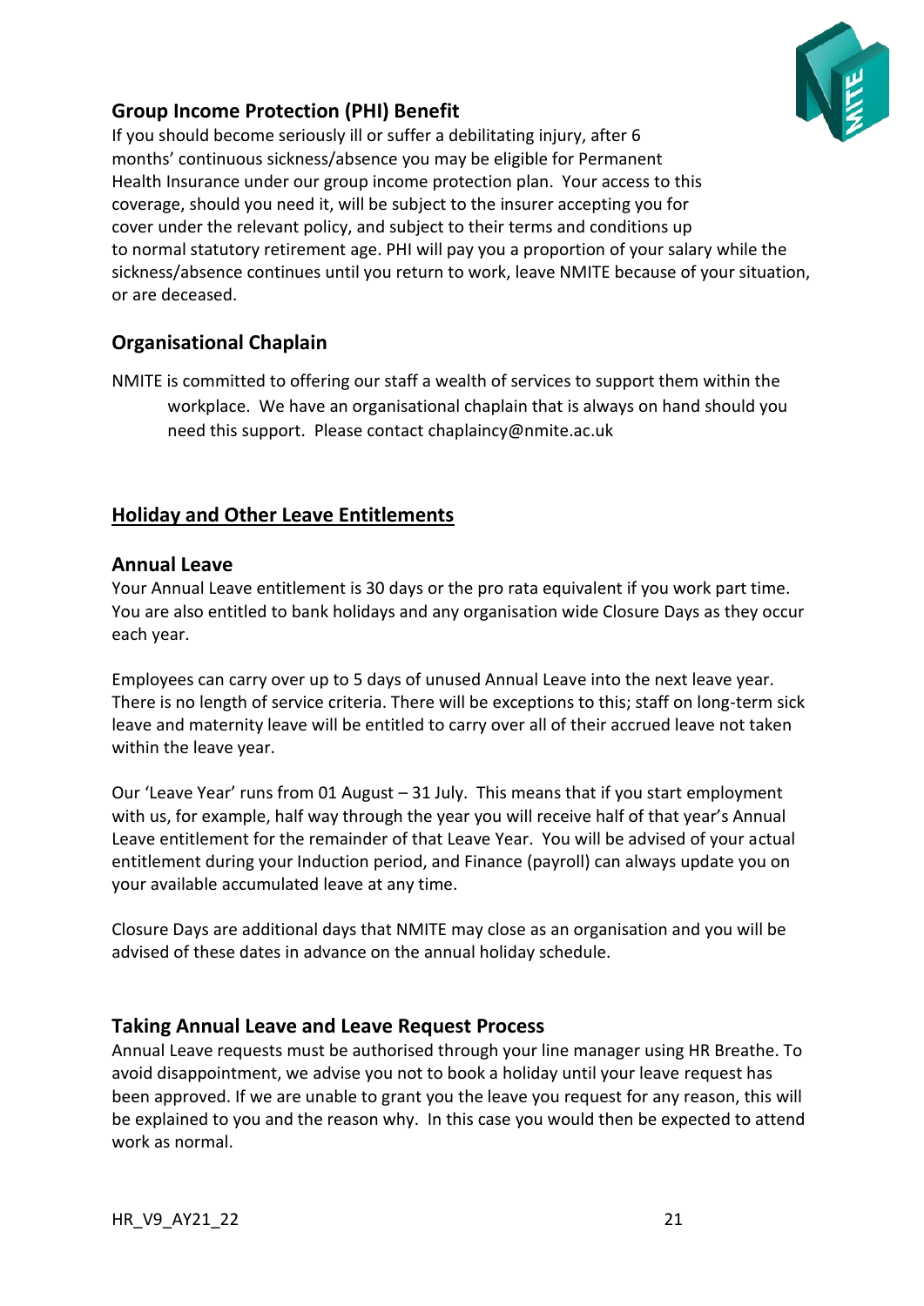## Group Income Protection (PHI) Benefit

If you should become seriously ill or suffer a debilitating injury, after 6 months' continuous sickness/absence you may be eligible for Permanent Health Insurance under our group income protection plan. Your access to this coverage, should you need it, will be subject to the insurer accepting you for cover under the relevant policy, and subject to their terms and conditions up to normal statutory retirement age. PHI will pay you a proportion of your salary while the sickness/absence continues until you return to work, leave NMITE because of your situation, or are deceased.

## Organisational Chaplain

NMITE is committed to offering our staff a wealth of services to support them within the workplace. We have an organisational chaplain that is always on hand should you need this support. Please contact chaplaincy@nmite.ac.uk

# Holiday and Other Leave Entitlements

## Annual Leave

Your Annual Leave entitlement is 30 days or the pro rata equivalent if you work part time. You are also entitled to bank holidays and any organisation wide Closure Days as they occur each year.

Employees can carry over up to 5 days of unused Annual Leave into the next leave year. There is no length of service criteria. There will be exceptions to this; staff on long-term sick leave and maternity leave will be entitled to carry over all of their accrued leave not taken within the leave year.

Our 'Leave Year' runs from 01 August – 31 July. This means that if you start employment with us, for example, half way through the year you will receive half of that year's Annual Leave entitlement for the remainder of that Leave Year. You will be advised of your actual entitlement during your Induction period, and Finance (payroll) can always update you on your available accumulated leave at any time.

Closure Days are additional days that NMITE may close as an organisation and you will be advised of these dates in advance on the annual holiday schedule.

## Taking Annual Leave and Leave Request Process

Annual Leave requests must be authorised through your line manager using HR Breathe. To avoid disappointment, we advise you not to book a holiday until your leave request has been approved. If we are unable to grant you the leave you request for any reason, this will be explained to you and the reason why. In this case you would then be expected to attend work as normal.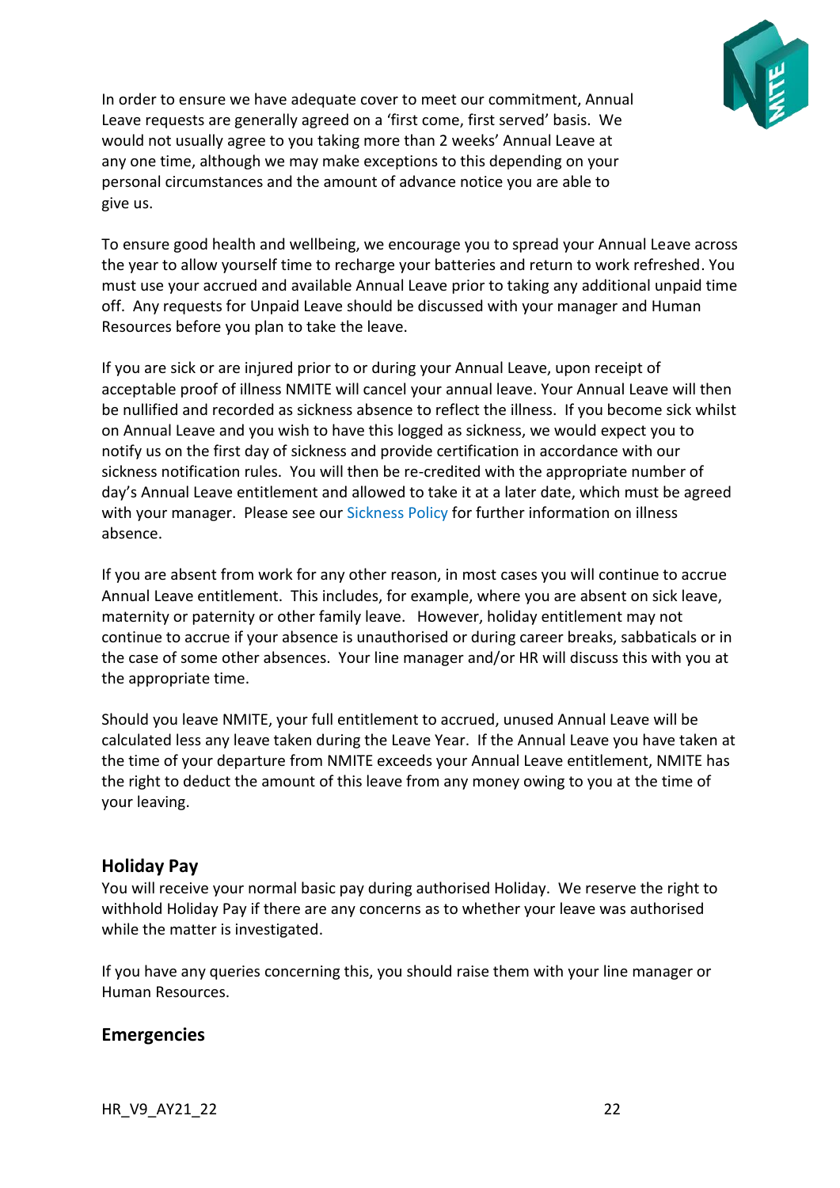In order to ensure we have adequate cover to meet our commitment, Annual Leave requests are generally agreed on a 'first come, first served' basis. We would not usually agree to you taking more than 2 weeks' Annual Leave at any one time, although we may make exceptions to this depending on your personal circumstances and the amount of advance notice you are able to give us.

To ensure good health and wellbeing, we encourage you to spread your Annual Leave across the year to allow yourself time to recharge your batteries and return to work refreshed. You must use your accrued and available Annual Leave prior to taking any additional unpaid time off. Any requests for Unpaid Leave should be discussed with your manager and Human Resources before you plan to take the leave.

If you are sick or are injured prior to or during your Annual Leave, upon receipt of acceptable proof of illness NMITE will cancel your annual leave. Your Annual Leave will then be nullified and recorded as sickness absence to reflect the illness. If you become sick whilst on Annual Leave and you wish to have this logged as sickness, we would expect you to notify us on the first day of sickness and provide certification in accordance with our sickness notification rules. You will then be re-credited with the appropriate number of day's Annual Leave entitlement and allowed to take it at a later date, which must be agreed with your manager. Please see our Sickness Policy for further information on illness absence.

If you are absent from work for any other reason, in most cases you will continue to accrue Annual Leave entitlement. This includes, for example, where you are absent on sick leave, maternity or paternity or other family leave. However, holiday entitlement may not continue to accrue if your absence is unauthorised or during career breaks, sabbaticals or in the case of some other absences. Your line manager and/or HR will discuss this with you at the appropriate time.

Should you leave NMITE, your full entitlement to accrued, unused Annual Leave will be calculated less any leave taken during the Leave Year. If the Annual Leave you have taken at the time of your departure from NMITE exceeds your Annual Leave entitlement, NMITE has the right to deduct the amount of this leave from any money owing to you at the time of your leaving.

## Holiday Pay

You will receive your normal basic pay during authorised Holiday. We reserve the right to withhold Holiday Pay if there are any concerns as to whether your leave was authorised while the matter is investigated.

If you have any queries concerning this, you should raise them with your line manager or Human Resources.

## Emergencies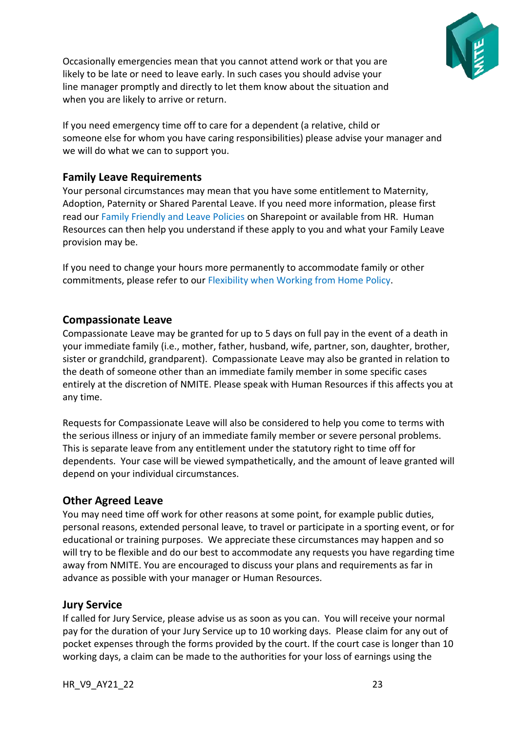Occasionally emergencies mean that you cannot attend work or that you are likely to be late or need to leave early. In such cases you should advise your line manager promptly and directly to let them know about the situation and when you are likely to arrive or return.

If you need emergency time off to care for a dependent (a relative, child or someone else for whom you have caring responsibilities) please advise your manager and we will do what we can to support you.

## Family Leave Requirements

Your personal circumstances may mean that you have some entitlement to Maternity, Adoption, Paternity or Shared Parental Leave. If you need more information, please first read our Family Friendly and Leave Policies on Sharepoint or available from HR. Human Resources can then help you understand if these apply to you and what your Family Leave provision may be.

If you need to change your hours more permanently to accommodate family or other commitments, please refer to our Flexibility when Working from Home Policy.

## Compassionate Leave

Compassionate Leave may be granted for up to 5 days on full pay in the event of a death in your immediate family (i.e., mother, father, husband, wife, partner, son, daughter, brother, sister or grandchild, grandparent). Compassionate Leave may also be granted in relation to the death of someone other than an immediate family member in some specific cases entirely at the discretion of NMITE. Please speak with Human Resources if this affects you at any time.

Requests for Compassionate Leave will also be considered to help you come to terms with the serious illness or injury of an immediate family member or severe personal problems. This is separate leave from any entitlement under the statutory right to time off for dependents. Your case will be viewed sympathetically, and the amount of leave granted will depend on your individual circumstances.

## Other Agreed Leave

You may need time off work for other reasons at some point, for example public duties, personal reasons, extended personal leave, to travel or participate in a sporting event, or for educational or training purposes. We appreciate these circumstances may happen and so will try to be flexible and do our best to accommodate any requests you have regarding time away from NMITE. You are encouraged to discuss your plans and requirements as far in advance as possible with your manager or Human Resources.

## Jury Service

If called for Jury Service, please advise us as soon as you can. You will receive your normal pay for the duration of your Jury Service up to 10 working days. Please claim for any out of pocket expenses through the forms provided by the court. If the court case is longer than 10 working days, a claim can be made to the authorities for your loss of earnings using the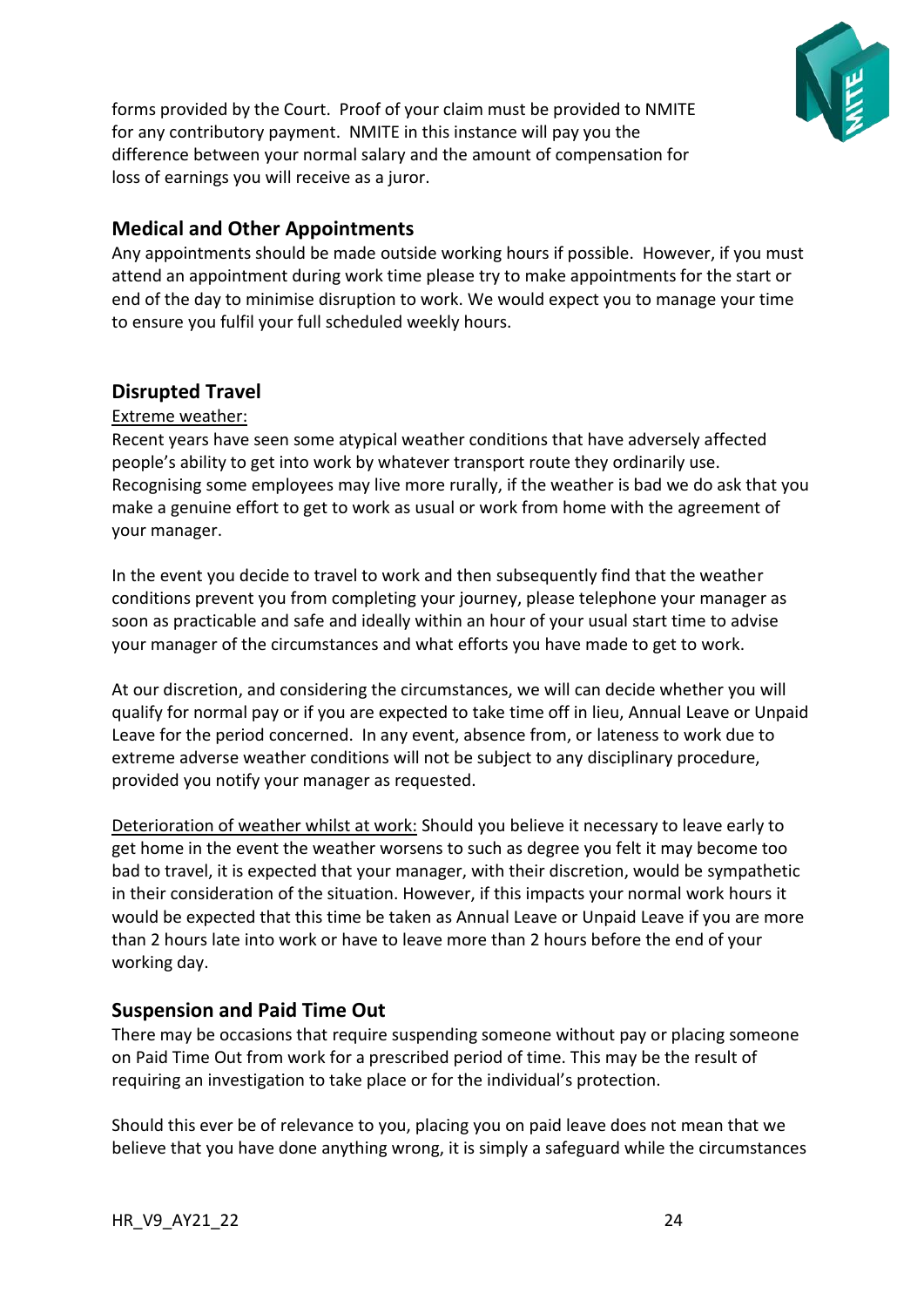forms provided by the Court. Proof of your claim must be provided to NMITE for any contributory payment. NMITE in this instance will pay you the difference between your normal salary and the amount of compensation for loss of earnings you will receive as a juror.

## Medical and Other Appointments

Any appointments should be made outside working hours if possible. However, if you must attend an appointment during work time please try to make appointments for the start or end of the day to minimise disruption to work. We would expect you to manage your time to ensure you fulfil your full scheduled weekly hours.

## Disrupted Travel

Extreme weather:

Recent years have seen some atypical weather conditions that have adversely affected people's ability to get into work by whatever transport route they ordinarily use. Recognising some employees may live more rurally, if the weather is bad we do ask that you make a genuine effort to get to work as usual or work from home with the agreement of your manager.

In the event you decide to travel to work and then subsequently find that the weather conditions prevent you from completing your journey, please telephone your manager as soon as practicable and safe and ideally within an hour of your usual start time to advise your manager of the circumstances and what efforts you have made to get to work.

At our discretion, and considering the circumstances, we will can decide whether you will qualify for normal pay or if you are expected to take time off in lieu, Annual Leave or Unpaid Leave for the period concerned. In any event, absence from, or lateness to work due to extreme adverse weather conditions will not be subject to any disciplinary procedure, provided you notify your manager as requested.

Deterioration of weather whilst at work: Should you believe it necessary to leave early to get home in the event the weather worsens to such as degree you felt it may become too bad to travel, it is expected that your manager, with their discretion, would be sympathetic in their consideration of the situation. However, if this impacts your normal work hours it would be expected that this time be taken as Annual Leave or Unpaid Leave if you are more than 2 hours late into work or have to leave more than 2 hours before the end of your working day.

## Suspension and Paid Time Out

There may be occasions that require suspending someone without pay or placing someone on Paid Time Out from work for a prescribed period of time. This may be the result of requiring an investigation to take place or for the individual's protection.

Should this ever be of relevance to you, placing you on paid leave does not mean that we believe that you have done anything wrong, it is simply a safeguard while the circumstances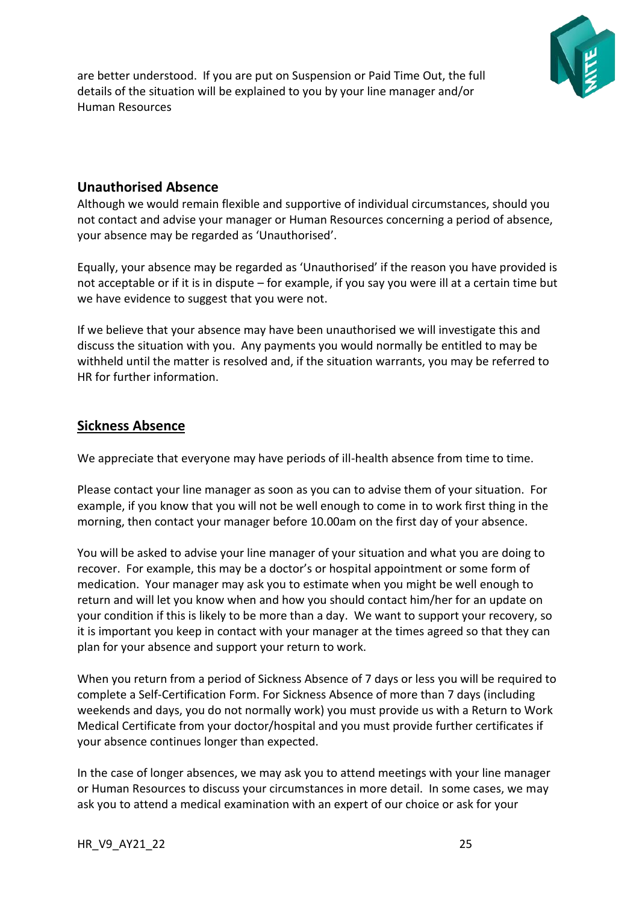are better understood. If you are put on Suspension or Paid Time Out, the full details of the situation will be explained to you by your line manager and/or Human Resources

### Unauthorised Absence

Although we would remain flexible and supportive of individual circumstances, should you not contact and advise your manager or Human Resources concerning a period of absence, your absence may be regarded as 'Unauthorised'.

Equally, your absence may be regarded as 'Unauthorised' if the reason you have provided is not acceptable or if it is in dispute – for example, if you say you were ill at a certain time but we have evidence to suggest that you were not.

If we believe that your absence may have been unauthorised we will investigate this and discuss the situation with you. Any payments you would normally be entitled to may be withheld until the matter is resolved and, if the situation warrants, you may be referred to HR for further information.

## Sickness Absence

We appreciate that everyone may have periods of ill-health absence from time to time.

Please contact your line manager as soon as you can to advise them of your situation. For example, if you know that you will not be well enough to come in to work first thing in the morning, then contact your manager before 10.00am on the first day of your absence.

You will be asked to advise your line manager of your situation and what you are doing to recover. For example, this may be a doctor's or hospital appointment or some form of medication. Your manager may ask you to estimate when you might be well enough to return and will let you know when and how you should contact him/her for an update on your condition if this is likely to be more than a day. We want to support your recovery, so it is important you keep in contact with your manager at the times agreed so that they can plan for your absence and support your return to work.

When you return from a period of Sickness Absence of 7 days or less you will be required to complete a Self-Certification Form. For Sickness Absence of more than 7 days (including weekends and days, you do not normally work) you must provide us with a Return to Work Medical Certificate from your doctor/hospital and you must provide further certificates if your absence continues longer than expected.

In the case of longer absences, we may ask you to attend meetings with your line manager or Human Resources to discuss your circumstances in more detail. In some cases, we may ask you to attend a medical examination with an expert of our choice or ask for your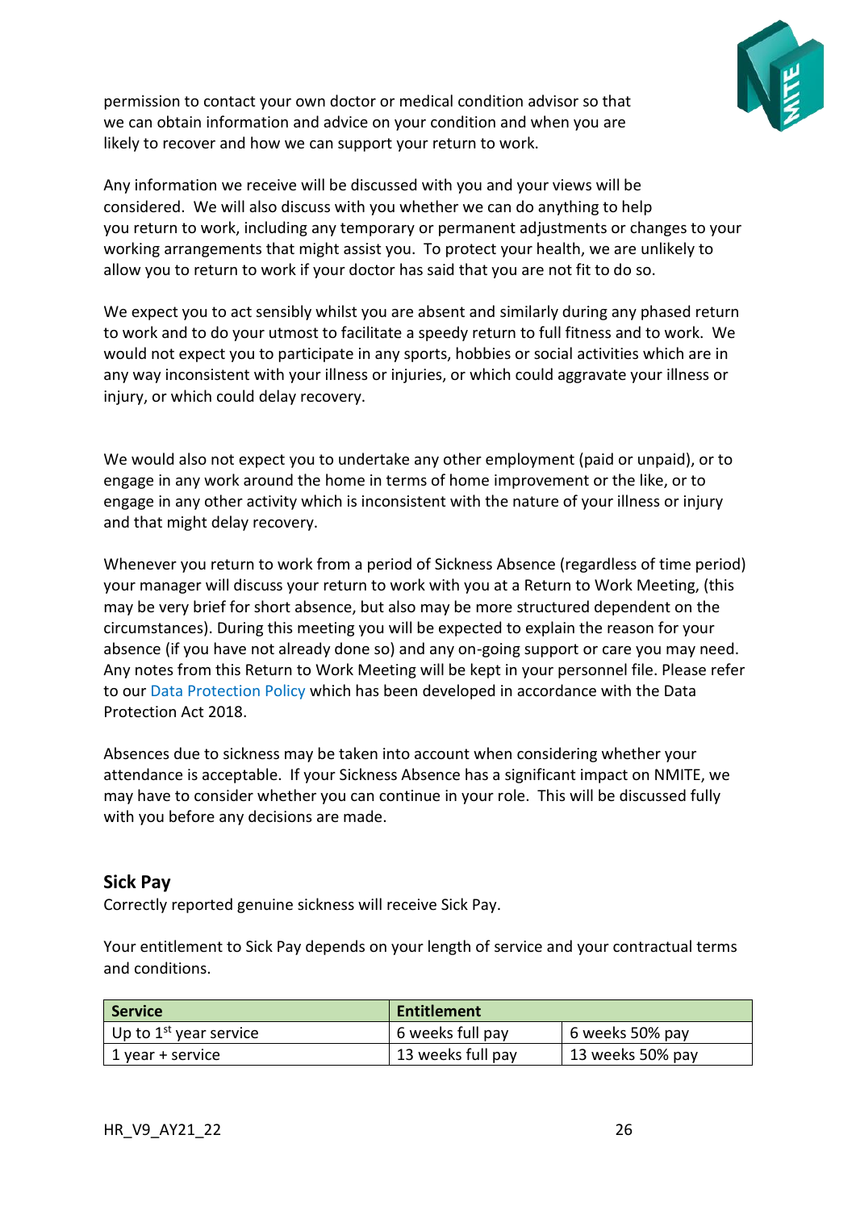permission to contact your own doctor or medical condition advisor so that we can obtain information and advice on your condition and when you are likely to recover and how we can support your return to work.

Any information we receive will be discussed with you and your views will be considered. We will also discuss with you whether we can do anything to help you return to work, including any temporary or permanent adjustments or changes to your working arrangements that might assist you. To protect your health, we are unlikely to allow you to return to work if your doctor has said that you are not fit to do so.

We expect you to act sensibly whilst you are absent and similarly during any phased return to work and to do your utmost to facilitate a speedy return to full fitness and to work. We would not expect you to participate in any sports, hobbies or social activities which are in any way inconsistent with your illness or injuries, or which could aggravate your illness or injury, or which could delay recovery.

We would also not expect you to undertake any other employment (paid or unpaid), or to engage in any work around the home in terms of home improvement or the like, or to engage in any other activity which is inconsistent with the nature of your illness or injury and that might delay recovery.

Whenever you return to work from a period of Sickness Absence (regardless of time period) your manager will discuss your return to work with you at a Return to Work Meeting, (this may be very brief for short absence, but also may be more structured dependent on the circumstances). During this meeting you will be expected to explain the reason for your absence (if you have not already done so) and any on-going support or care you may need. Any notes from this Return to Work Meeting will be kept in your personnel file. Please refer to our Data Protection Policy which has been developed in accordance with the Data Protection Act 2018.

Absences due to sickness may be taken into account when considering whether your attendance is acceptable. If your Sickness Absence has a significant impact on NMITE, we may have to consider whether you can continue in your role. This will be discussed fully with you before any decisions are made.

## Sick Pay

Correctly reported genuine sickness will receive Sick Pay.

Your entitlement to Sick Pay depends on your length of service and your contractual terms and conditions.

| **Service** | **Entitlement** | |
|---|---|---|
| Up to 1st year service | 6 weeks full pay | 6 weeks 50% pay |
| 1 year + service | 13 weeks full pay | 13 weeks 50% pay |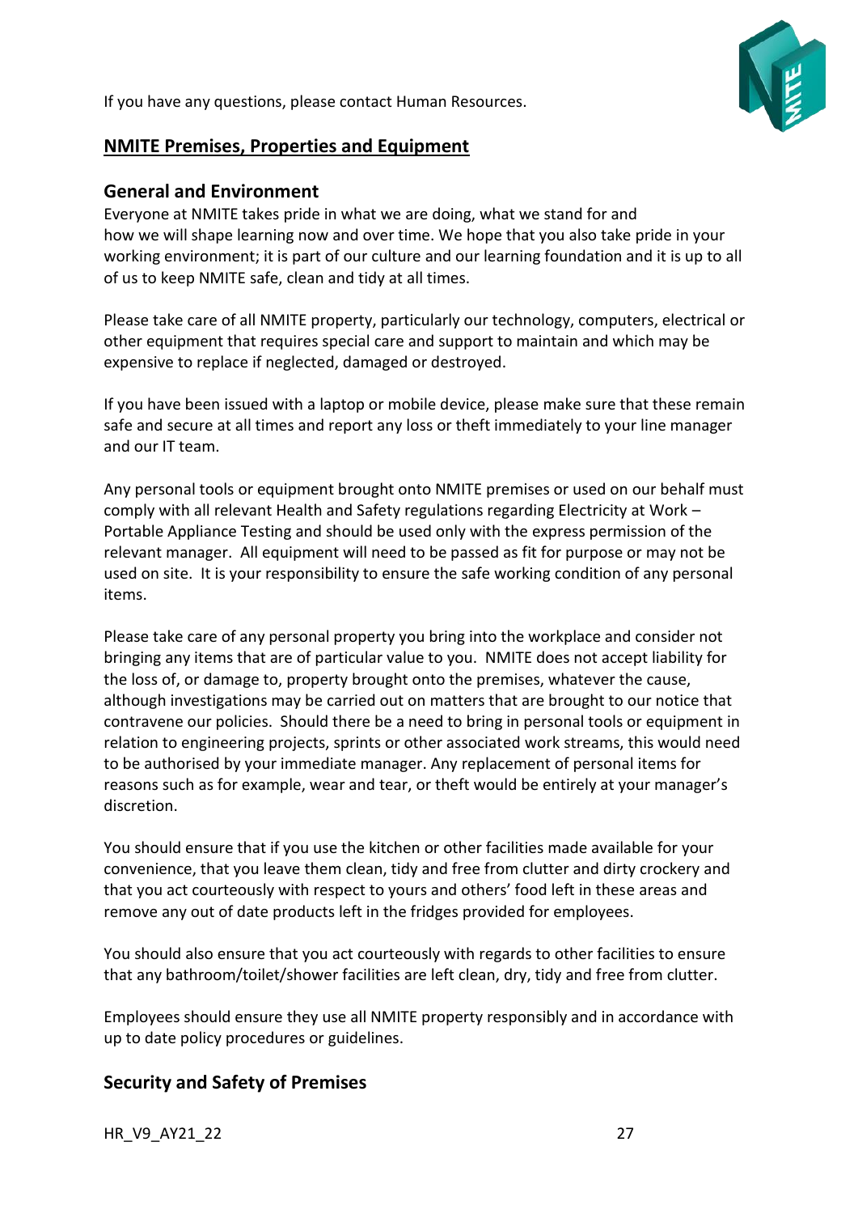If you have any questions, please contact Human Resources.

## NMITE Premises, Properties and Equipment

### General and Environment

Everyone at NMITE takes pride in what we are doing, what we stand for and how we will shape learning now and over time. We hope that you also take pride in your working environment; it is part of our culture and our learning foundation and it is up to all of us to keep NMITE safe, clean and tidy at all times.

Please take care of all NMITE property, particularly our technology, computers, electrical or other equipment that requires special care and support to maintain and which may be expensive to replace if neglected, damaged or destroyed.

If you have been issued with a laptop or mobile device, please make sure that these remain safe and secure at all times and report any loss or theft immediately to your line manager and our IT team.

Any personal tools or equipment brought onto NMITE premises or used on our behalf must comply with all relevant Health and Safety regulations regarding Electricity at Work – Portable Appliance Testing and should be used only with the express permission of the relevant manager. All equipment will need to be passed as fit for purpose or may not be used on site. It is your responsibility to ensure the safe working condition of any personal items.

Please take care of any personal property you bring into the workplace and consider not bringing any items that are of particular value to you. NMITE does not accept liability for the loss of, or damage to, property brought onto the premises, whatever the cause, although investigations may be carried out on matters that are brought to our notice that contravene our policies. Should there be a need to bring in personal tools or equipment in relation to engineering projects, sprints or other associated work streams, this would need to be authorised by your immediate manager. Any replacement of personal items for reasons such as for example, wear and tear, or theft would be entirely at your manager's discretion.

You should ensure that if you use the kitchen or other facilities made available for your convenience, that you leave them clean, tidy and free from clutter and dirty crockery and that you act courteously with respect to yours and others' food left in these areas and remove any out of date products left in the fridges provided for employees.

You should also ensure that you act courteously with regards to other facilities to ensure that any bathroom/toilet/shower facilities are left clean, dry, tidy and free from clutter.

Employees should ensure they use all NMITE property responsibly and in accordance with up to date policy procedures or guidelines.

### Security and Safety of Premises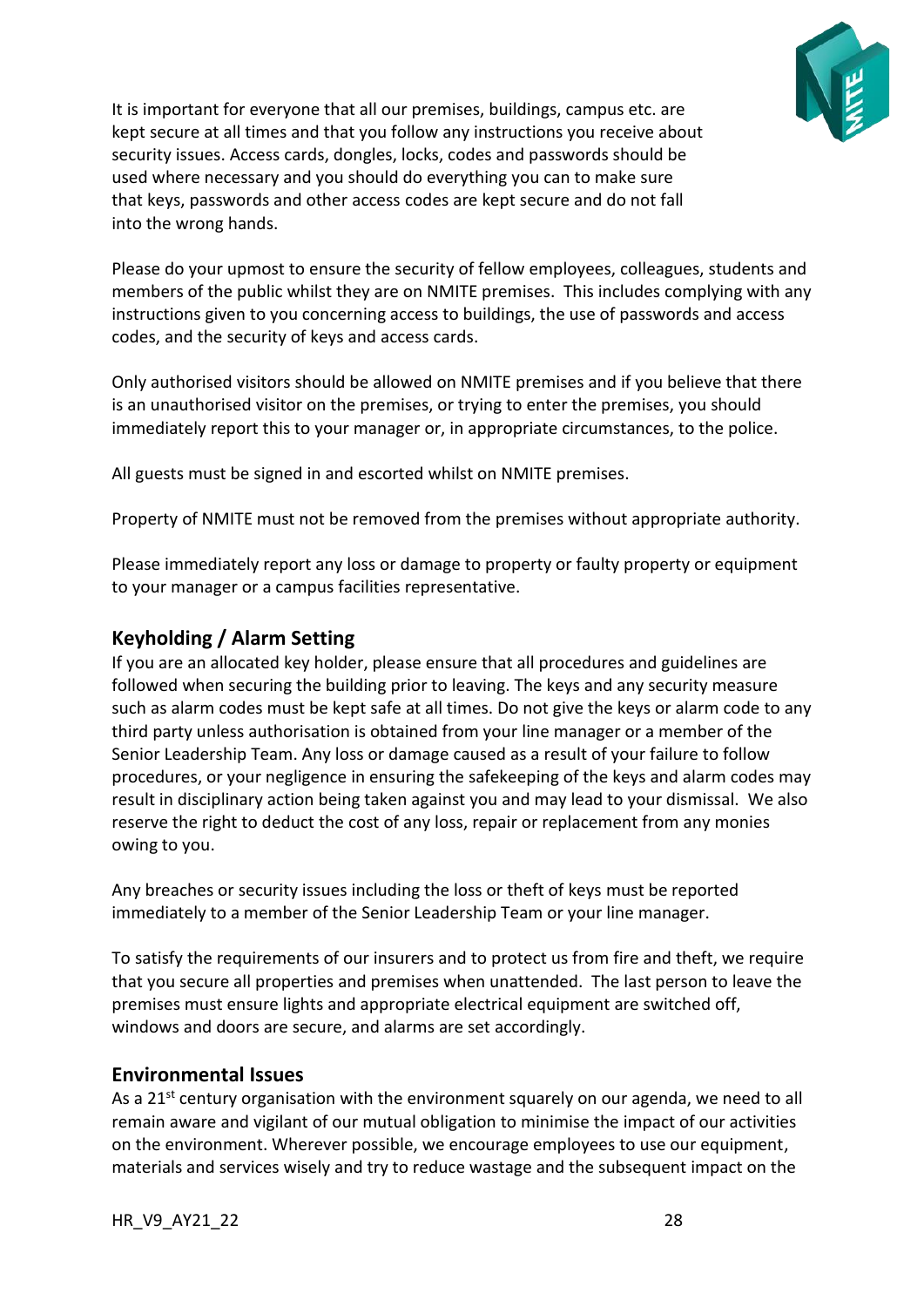It is important for everyone that all our premises, buildings, campus etc. are kept secure at all times and that you follow any instructions you receive about security issues. Access cards, dongles, locks, codes and passwords should be used where necessary and you should do everything you can to make sure that keys, passwords and other access codes are kept secure and do not fall into the wrong hands.

Please do your upmost to ensure the security of fellow employees, colleagues, students and members of the public whilst they are on NMITE premises. This includes complying with any instructions given to you concerning access to buildings, the use of passwords and access codes, and the security of keys and access cards.

Only authorised visitors should be allowed on NMITE premises and if you believe that there is an unauthorised visitor on the premises, or trying to enter the premises, you should immediately report this to your manager or, in appropriate circumstances, to the police.

All guests must be signed in and escorted whilst on NMITE premises.

Property of NMITE must not be removed from the premises without appropriate authority.

Please immediately report any loss or damage to property or faulty property or equipment to your manager or a campus facilities representative.

## Keyholding / Alarm Setting

If you are an allocated key holder, please ensure that all procedures and guidelines are followed when securing the building prior to leaving. The keys and any security measure such as alarm codes must be kept safe at all times. Do not give the keys or alarm code to any third party unless authorisation is obtained from your line manager or a member of the Senior Leadership Team. Any loss or damage caused as a result of your failure to follow procedures, or your negligence in ensuring the safekeeping of the keys and alarm codes may result in disciplinary action being taken against you and may lead to your dismissal. We also reserve the right to deduct the cost of any loss, repair or replacement from any monies owing to you.

Any breaches or security issues including the loss or theft of keys must be reported immediately to a member of the Senior Leadership Team or your line manager.

To satisfy the requirements of our insurers and to protect us from fire and theft, we require that you secure all properties and premises when unattended. The last person to leave the premises must ensure lights and appropriate electrical equipment are switched off, windows and doors are secure, and alarms are set accordingly.

## Environmental Issues

As a 21st century organisation with the environment squarely on our agenda, we need to all remain aware and vigilant of our mutual obligation to minimise the impact of our activities on the environment. Wherever possible, we encourage employees to use our equipment, materials and services wisely and try to reduce wastage and the subsequent impact on the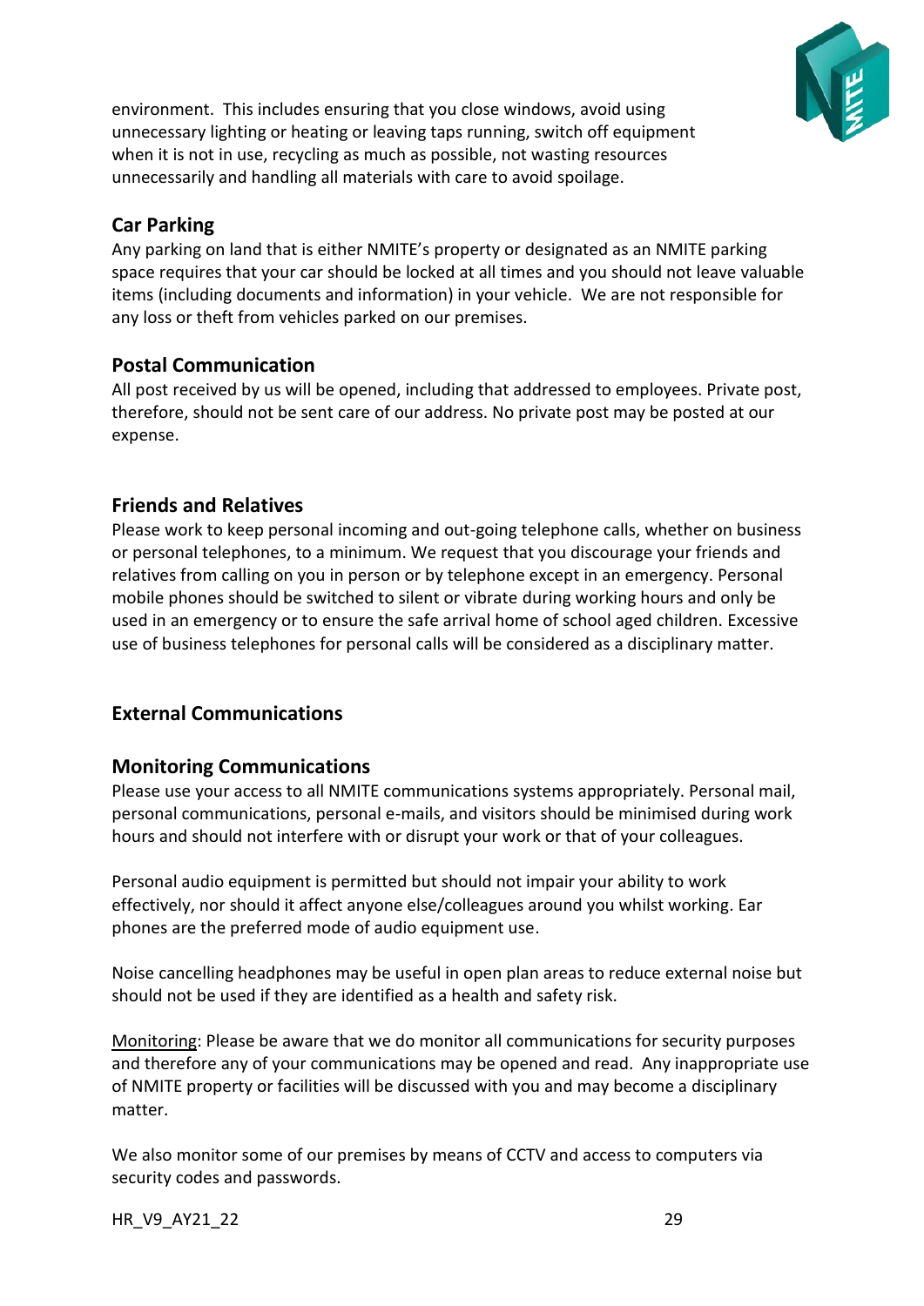environment. This includes ensuring that you close windows, avoid using unnecessary lighting or heating or leaving taps running, switch off equipment when it is not in use, recycling as much as possible, not wasting resources unnecessarily and handling all materials with care to avoid spoilage.

## Car Parking

Any parking on land that is either NMITE's property or designated as an NMITE parking space requires that your car should be locked at all times and you should not leave valuable items (including documents and information) in your vehicle. We are not responsible for any loss or theft from vehicles parked on our premises.

## Postal Communication

All post received by us will be opened, including that addressed to employees. Private post, therefore, should not be sent care of our address. No private post may be posted at our expense.

## Friends and Relatives

Please work to keep personal incoming and out-going telephone calls, whether on business or personal telephones, to a minimum. We request that you discourage your friends and relatives from calling on you in person or by telephone except in an emergency. Personal mobile phones should be switched to silent or vibrate during working hours and only be used in an emergency or to ensure the safe arrival home of school aged children. Excessive use of business telephones for personal calls will be considered as a disciplinary matter.

## External Communications

## Monitoring Communications

Please use your access to all NMITE communications systems appropriately. Personal mail, personal communications, personal e-mails, and visitors should be minimised during work hours and should not interfere with or disrupt your work or that of your colleagues.

Personal audio equipment is permitted but should not impair your ability to work effectively, nor should it affect anyone else/colleagues around you whilst working. Ear phones are the preferred mode of audio equipment use.

Noise cancelling headphones may be useful in open plan areas to reduce external noise but should not be used if they are identified as a health and safety risk.

Monitoring: Please be aware that we do monitor all communications for security purposes and therefore any of your communications may be opened and read. Any inappropriate use of NMITE property or facilities will be discussed with you and may become a disciplinary matter.

We also monitor some of our premises by means of CCTV and access to computers via security codes and passwords.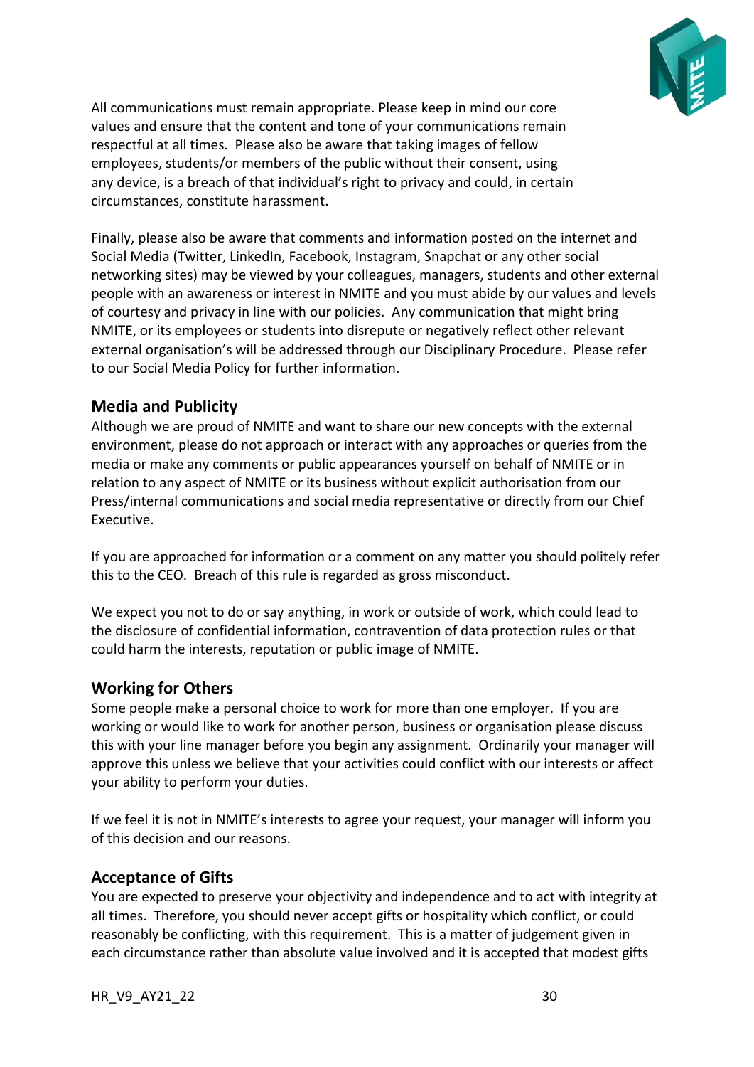All communications must remain appropriate. Please keep in mind our core values and ensure that the content and tone of your communications remain respectful at all times. Please also be aware that taking images of fellow employees, students/or members of the public without their consent, using any device, is a breach of that individual's right to privacy and could, in certain circumstances, constitute harassment.

Finally, please also be aware that comments and information posted on the internet and Social Media (Twitter, LinkedIn, Facebook, Instagram, Snapchat or any other social networking sites) may be viewed by your colleagues, managers, students and other external people with an awareness or interest in NMITE and you must abide by our values and levels of courtesy and privacy in line with our policies. Any communication that might bring NMITE, or its employees or students into disrepute or negatively reflect other relevant external organisation's will be addressed through our Disciplinary Procedure. Please refer to our Social Media Policy for further information.

## Media and Publicity

Although we are proud of NMITE and want to share our new concepts with the external environment, please do not approach or interact with any approaches or queries from the media or make any comments or public appearances yourself on behalf of NMITE or in relation to any aspect of NMITE or its business without explicit authorisation from our Press/internal communications and social media representative or directly from our Chief Executive.

If you are approached for information or a comment on any matter you should politely refer this to the CEO. Breach of this rule is regarded as gross misconduct.

We expect you not to do or say anything, in work or outside of work, which could lead to the disclosure of confidential information, contravention of data protection rules or that could harm the interests, reputation or public image of NMITE.

## Working for Others

Some people make a personal choice to work for more than one employer. If you are working or would like to work for another person, business or organisation please discuss this with your line manager before you begin any assignment. Ordinarily your manager will approve this unless we believe that your activities could conflict with our interests or affect your ability to perform your duties.

If we feel it is not in NMITE's interests to agree your request, your manager will inform you of this decision and our reasons.

## Acceptance of Gifts

You are expected to preserve your objectivity and independence and to act with integrity at all times. Therefore, you should never accept gifts or hospitality which conflict, or could reasonably be conflicting, with this requirement. This is a matter of judgement given in each circumstance rather than absolute value involved and it is accepted that modest gifts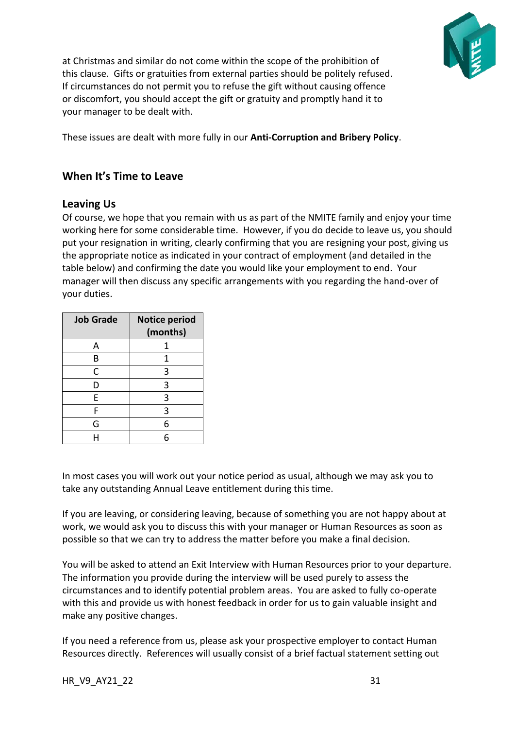at Christmas and similar do not come within the scope of the prohibition of this clause. Gifts or gratuities from external parties should be politely refused. If circumstances do not permit you to refuse the gift without causing offence or discomfort, you should accept the gift or gratuity and promptly hand it to your manager to be dealt with.

These issues are dealt with more fully in our **Anti-Corruption and Bribery Policy**.

## When It's Time to Leave

### Leaving Us

Of course, we hope that you remain with us as part of the NMITE family and enjoy your time working here for some considerable time. However, if you do decide to leave us, you should put your resignation in writing, clearly confirming that you are resigning your post, giving us the appropriate notice as indicated in your contract of employment (and detailed in the table below) and confirming the date you would like your employment to end. Your manager will then discuss any specific arrangements with you regarding the hand-over of your duties.

| Job Grade | Notice period (months) |
|---|---|
| A | 1 |
| B | 1 |
| C | 3 |
| D | 3 |
| E | 3 |
| F | 3 |
| G | 6 |
| H | 6 |

In most cases you will work out your notice period as usual, although we may ask you to take any outstanding Annual Leave entitlement during this time.

If you are leaving, or considering leaving, because of something you are not happy about at work, we would ask you to discuss this with your manager or Human Resources as soon as possible so that we can try to address the matter before you make a final decision.

You will be asked to attend an Exit Interview with Human Resources prior to your departure. The information you provide during the interview will be used purely to assess the circumstances and to identify potential problem areas. You are asked to fully co-operate with this and provide us with honest feedback in order for us to gain valuable insight and make any positive changes.

If you need a reference from us, please ask your prospective employer to contact Human Resources directly. References will usually consist of a brief factual statement setting out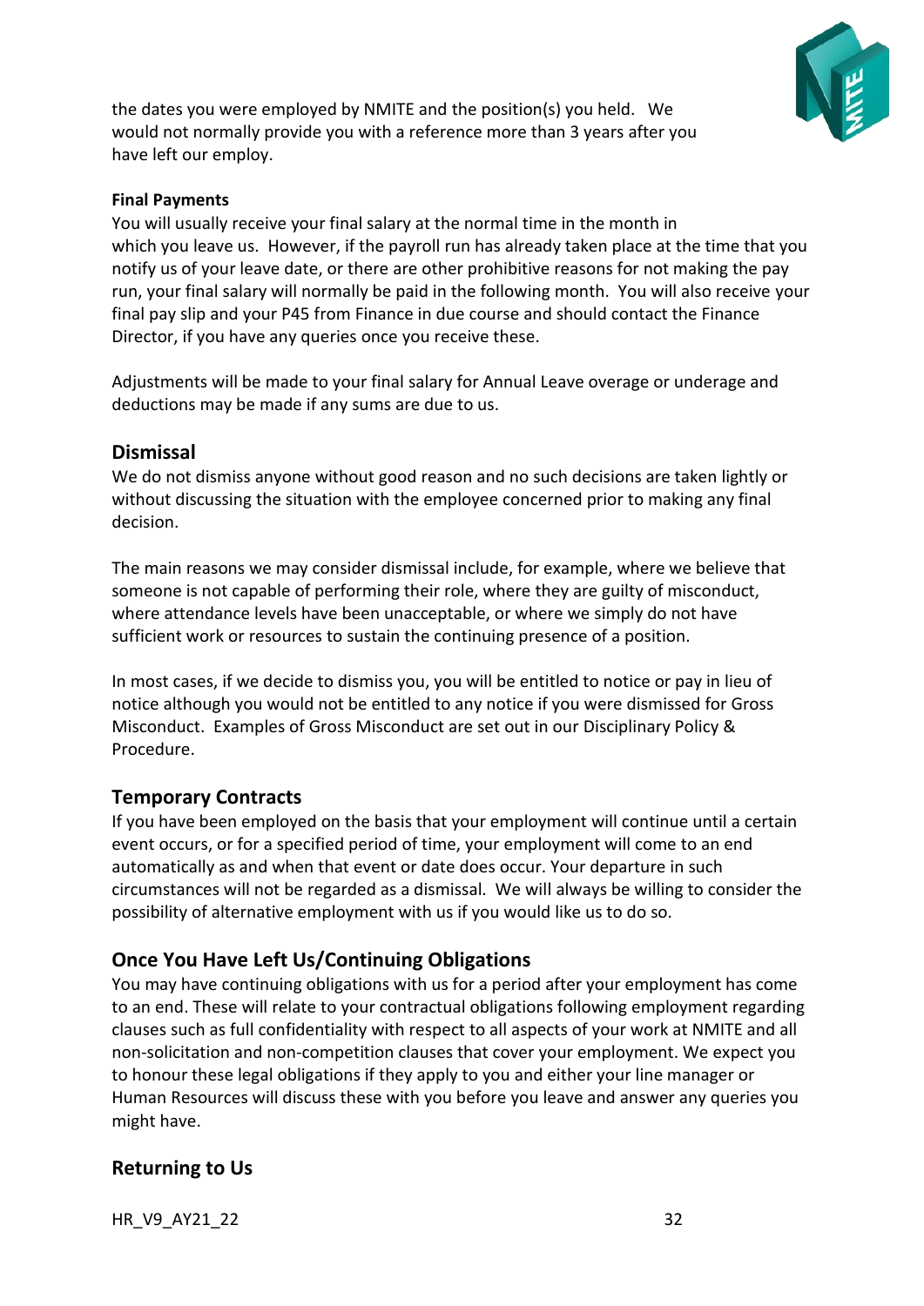the dates you were employed by NMITE and the position(s) you held. We would not normally provide you with a reference more than 3 years after you have left our employ.

**Final Payments**

You will usually receive your final salary at the normal time in the month in which you leave us. However, if the payroll run has already taken place at the time that you notify us of your leave date, or there are other prohibitive reasons for not making the pay run, your final salary will normally be paid in the following month. You will also receive your final pay slip and your P45 from Finance in due course and should contact the Finance Director, if you have any queries once you receive these.

Adjustments will be made to your final salary for Annual Leave overage or underage and deductions may be made if any sums are due to us.

## Dismissal

We do not dismiss anyone without good reason and no such decisions are taken lightly or without discussing the situation with the employee concerned prior to making any final decision.

The main reasons we may consider dismissal include, for example, where we believe that someone is not capable of performing their role, where they are guilty of misconduct, where attendance levels have been unacceptable, or where we simply do not have sufficient work or resources to sustain the continuing presence of a position.

In most cases, if we decide to dismiss you, you will be entitled to notice or pay in lieu of notice although you would not be entitled to any notice if you were dismissed for Gross Misconduct. Examples of Gross Misconduct are set out in our Disciplinary Policy & Procedure.

## Temporary Contracts

If you have been employed on the basis that your employment will continue until a certain event occurs, or for a specified period of time, your employment will come to an end automatically as and when that event or date does occur. Your departure in such circumstances will not be regarded as a dismissal. We will always be willing to consider the possibility of alternative employment with us if you would like us to do so.

## Once You Have Left Us/Continuing Obligations

You may have continuing obligations with us for a period after your employment has come to an end. These will relate to your contractual obligations following employment regarding clauses such as full confidentiality with respect to all aspects of your work at NMITE and all non-solicitation and non-competition clauses that cover your employment. We expect you to honour these legal obligations if they apply to you and either your line manager or Human Resources will discuss these with you before you leave and answer any queries you might have.

## Returning to Us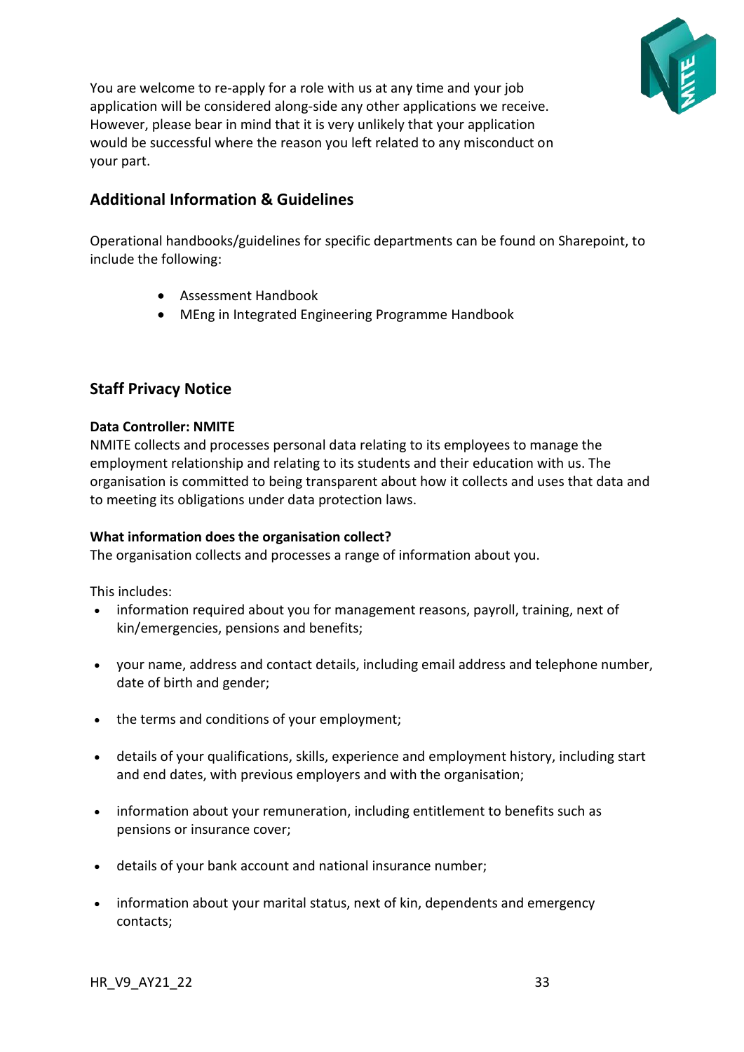You are welcome to re-apply for a role with us at any time and your job application will be considered along-side any other applications we receive. However, please bear in mind that it is very unlikely that your application would be successful where the reason you left related to any misconduct on your part.

## Additional Information & Guidelines

Operational handbooks/guidelines for specific departments can be found on Sharepoint, to include the following:

- Assessment Handbook
- MEng in Integrated Engineering Programme Handbook

## Staff Privacy Notice

**Data Controller: NMITE**
NMITE collects and processes personal data relating to its employees to manage the employment relationship and relating to its students and their education with us. The organisation is committed to being transparent about how it collects and uses that data and to meeting its obligations under data protection laws.

**What information does the organisation collect?**
The organisation collects and processes a range of information about you.

This includes:

- information required about you for management reasons, payroll, training, next of kin/emergencies, pensions and benefits;
- your name, address and contact details, including email address and telephone number, date of birth and gender;
- the terms and conditions of your employment;
- details of your qualifications, skills, experience and employment history, including start and end dates, with previous employers and with the organisation;
- information about your remuneration, including entitlement to benefits such as pensions or insurance cover;
- details of your bank account and national insurance number;
- information about your marital status, next of kin, dependents and emergency contacts;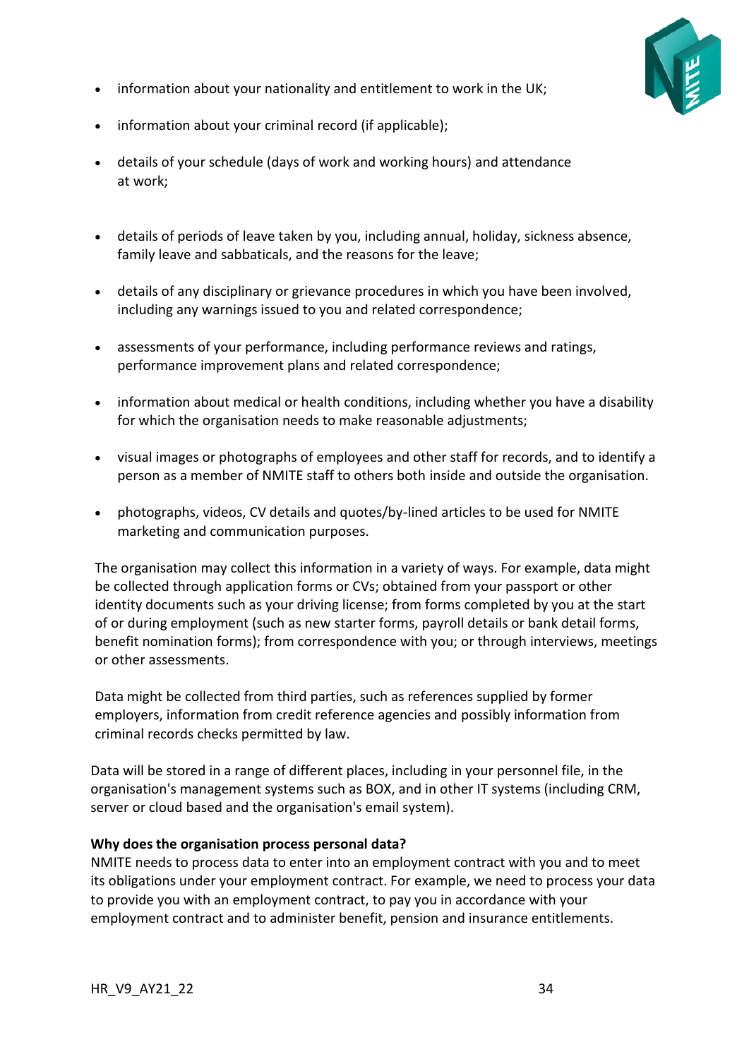- information about your nationality and entitlement to work in the UK;
- information about your criminal record (if applicable);
- details of your schedule (days of work and working hours) and attendance at work;
- details of periods of leave taken by you, including annual, holiday, sickness absence, family leave and sabbaticals, and the reasons for the leave;
- details of any disciplinary or grievance procedures in which you have been involved, including any warnings issued to you and related correspondence;
- assessments of your performance, including performance reviews and ratings, performance improvement plans and related correspondence;
- information about medical or health conditions, including whether you have a disability for which the organisation needs to make reasonable adjustments;
- visual images or photographs of employees and other staff for records, and to identify a person as a member of NMITE staff to others both inside and outside the organisation.
- photographs, videos, CV details and quotes/by-lined articles to be used for NMITE marketing and communication purposes.

The organisation may collect this information in a variety of ways. For example, data might be collected through application forms or CVs; obtained from your passport or other identity documents such as your driving license; from forms completed by you at the start of or during employment (such as new starter forms, payroll details or bank detail forms, benefit nomination forms); from correspondence with you; or through interviews, meetings or other assessments.

Data might be collected from third parties, such as references supplied by former employers, information from credit reference agencies and possibly information from criminal records checks permitted by law.

Data will be stored in a range of different places, including in your personnel file, in the organisation's management systems such as BOX, and in other IT systems (including CRM, server or cloud based and the organisation's email system).

**Why does the organisation process personal data?**
NMITE needs to process data to enter into an employment contract with you and to meet its obligations under your employment contract. For example, we need to process your data to provide you with an employment contract, to pay you in accordance with your employment contract and to administer benefit, pension and insurance entitlements.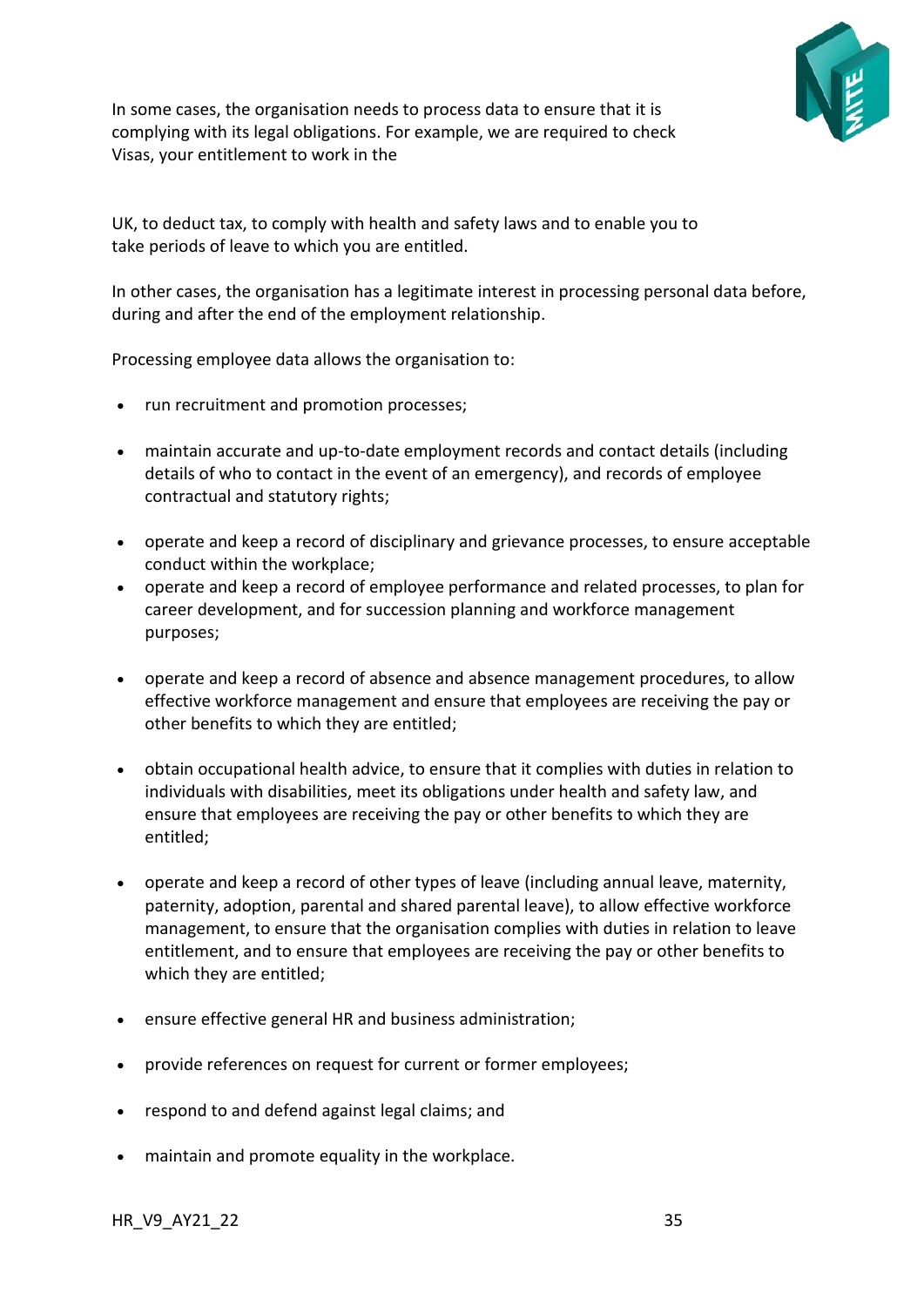In some cases, the organisation needs to process data to ensure that it is complying with its legal obligations. For example, we are required to check Visas, your entitlement to work in the

UK, to deduct tax, to comply with health and safety laws and to enable you to take periods of leave to which you are entitled.

In other cases, the organisation has a legitimate interest in processing personal data before, during and after the end of the employment relationship.

Processing employee data allows the organisation to:

- run recruitment and promotion processes;
- maintain accurate and up-to-date employment records and contact details (including details of who to contact in the event of an emergency), and records of employee contractual and statutory rights;
- operate and keep a record of disciplinary and grievance processes, to ensure acceptable conduct within the workplace;
- operate and keep a record of employee performance and related processes, to plan for career development, and for succession planning and workforce management purposes;
- operate and keep a record of absence and absence management procedures, to allow effective workforce management and ensure that employees are receiving the pay or other benefits to which they are entitled;
- obtain occupational health advice, to ensure that it complies with duties in relation to individuals with disabilities, meet its obligations under health and safety law, and ensure that employees are receiving the pay or other benefits to which they are entitled;
- operate and keep a record of other types of leave (including annual leave, maternity, paternity, adoption, parental and shared parental leave), to allow effective workforce management, to ensure that the organisation complies with duties in relation to leave entitlement, and to ensure that employees are receiving the pay or other benefits to which they are entitled;
- ensure effective general HR and business administration;
- provide references on request for current or former employees;
- respond to and defend against legal claims; and
- maintain and promote equality in the workplace.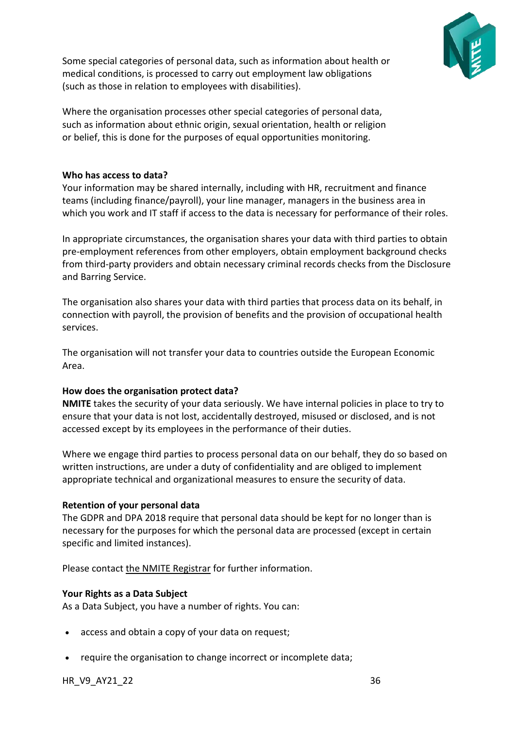Some special categories of personal data, such as information about health or medical conditions, is processed to carry out employment law obligations (such as those in relation to employees with disabilities).

Where the organisation processes other special categories of personal data, such as information about ethnic origin, sexual orientation, health or religion or belief, this is done for the purposes of equal opportunities monitoring.

**Who has access to data?**

Your information may be shared internally, including with HR, recruitment and finance teams (including finance/payroll), your line manager, managers in the business area in which you work and IT staff if access to the data is necessary for performance of their roles.

In appropriate circumstances, the organisation shares your data with third parties to obtain pre-employment references from other employers, obtain employment background checks from third-party providers and obtain necessary criminal records checks from the Disclosure and Barring Service.

The organisation also shares your data with third parties that process data on its behalf, in connection with payroll, the provision of benefits and the provision of occupational health services.

The organisation will not transfer your data to countries outside the European Economic Area.

**How does the organisation protect data?**

**NMITE** takes the security of your data seriously. We have internal policies in place to try to ensure that your data is not lost, accidentally destroyed, misused or disclosed, and is not accessed except by its employees in the performance of their duties.

Where we engage third parties to process personal data on our behalf, they do so based on written instructions, are under a duty of confidentiality and are obliged to implement appropriate technical and organizational measures to ensure the security of data.

**Retention of your personal data**

The GDPR and DPA 2018 require that personal data should be kept for no longer than is necessary for the purposes for which the personal data are processed (except in certain specific and limited instances).

Please contact the NMITE Registrar for further information.

**Your Rights as a Data Subject**

As a Data Subject, you have a number of rights. You can:

- access and obtain a copy of your data on request;
- require the organisation to change incorrect or incomplete data;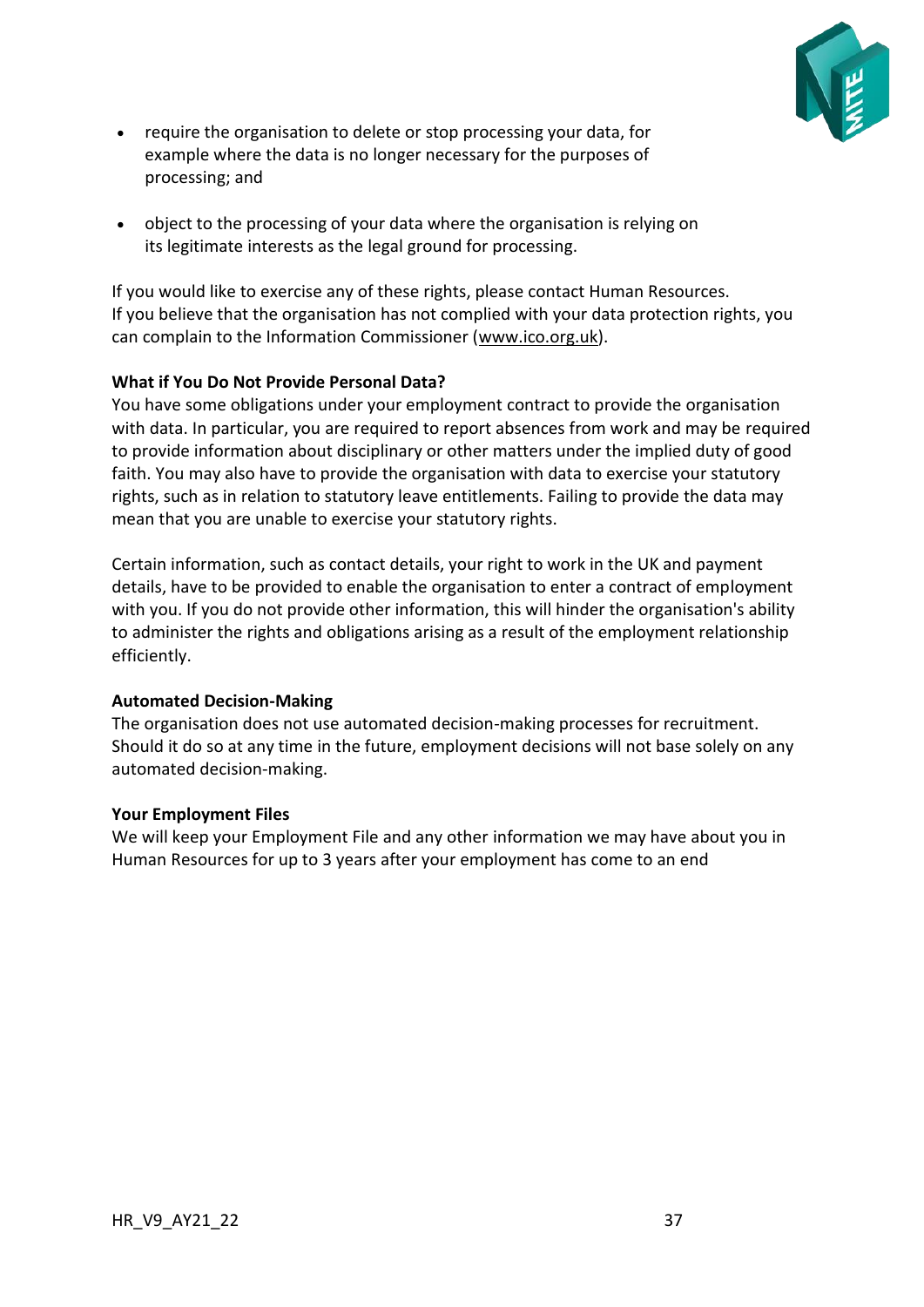- require the organisation to delete or stop processing your data, for example where the data is no longer necessary for the purposes of processing; and

- object to the processing of your data where the organisation is relying on its legitimate interests as the legal ground for processing.

If you would like to exercise any of these rights, please contact Human Resources.
If you believe that the organisation has not complied with your data protection rights, you can complain to the Information Commissioner (www.ico.org.uk).

**What if You Do Not Provide Personal Data?**
You have some obligations under your employment contract to provide the organisation with data. In particular, you are required to report absences from work and may be required to provide information about disciplinary or other matters under the implied duty of good faith. You may also have to provide the organisation with data to exercise your statutory rights, such as in relation to statutory leave entitlements. Failing to provide the data may mean that you are unable to exercise your statutory rights.

Certain information, such as contact details, your right to work in the UK and payment details, have to be provided to enable the organisation to enter a contract of employment with you. If you do not provide other information, this will hinder the organisation's ability to administer the rights and obligations arising as a result of the employment relationship efficiently.

**Automated Decision-Making**
The organisation does not use automated decision-making processes for recruitment. Should it do so at any time in the future, employment decisions will not base solely on any automated decision-making.

**Your Employment Files**
We will keep your Employment File and any other information we may have about you in Human Resources for up to 3 years after your employment has come to an end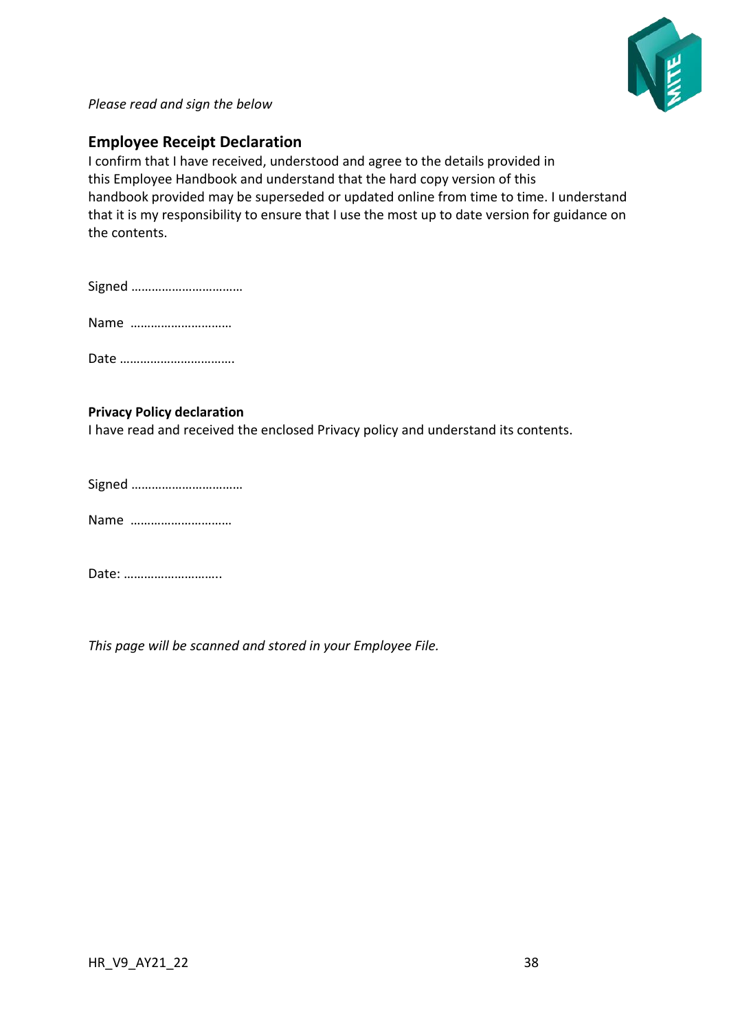*Please read and sign the below*

## Employee Receipt Declaration

I confirm that I have received, understood and agree to the details provided in this Employee Handbook and understand that the hard copy version of this handbook provided may be superseded or updated online from time to time. I understand that it is my responsibility to ensure that I use the most up to date version for guidance on the contents.

Signed ……………………………

Name …………………………

Date …………………………….

**Privacy Policy declaration**

I have read and received the enclosed Privacy policy and understand its contents.

Signed ……………………………

Name …………………………

Date: ………………………..

*This page will be scanned and stored in your Employee File.*